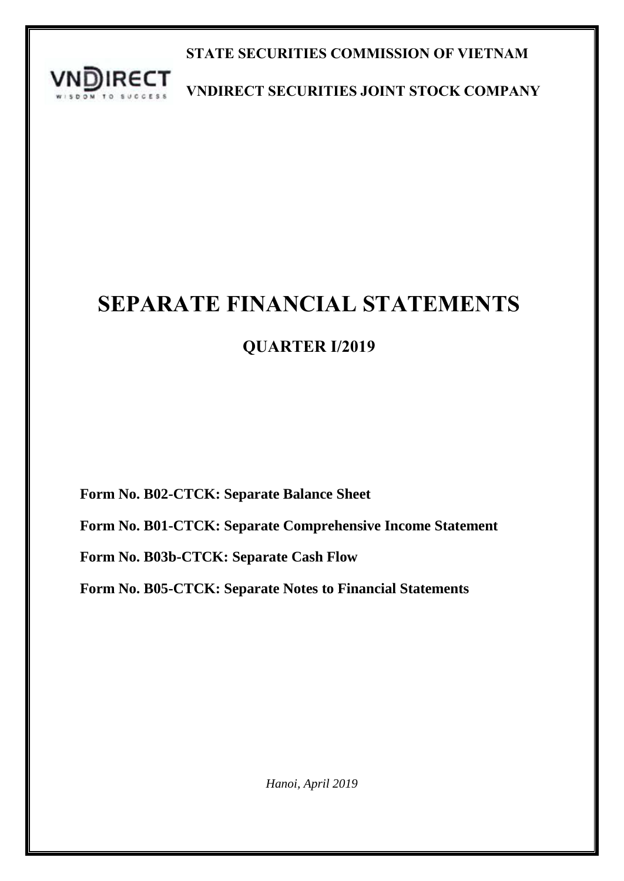**STATE SECURITIES COMMISSION OF VIETNAM**

VNDIRECT
WISDOM TO SUCCESS

**VNDIRECT SECURITIES JOINT STOCK COMPANY**

# SEPARATE FINANCIAL STATEMENTS

## QUARTER I/2019

**Form No. B02-CTCK: Separate Balance Sheet**

**Form No. B01-CTCK: Separate Comprehensive Income Statement**

**Form No. B03b-CTCK: Separate Cash Flow**

**Form No. B05-CTCK: Separate Notes to Financial Statements**

*Hanoi, April 2019*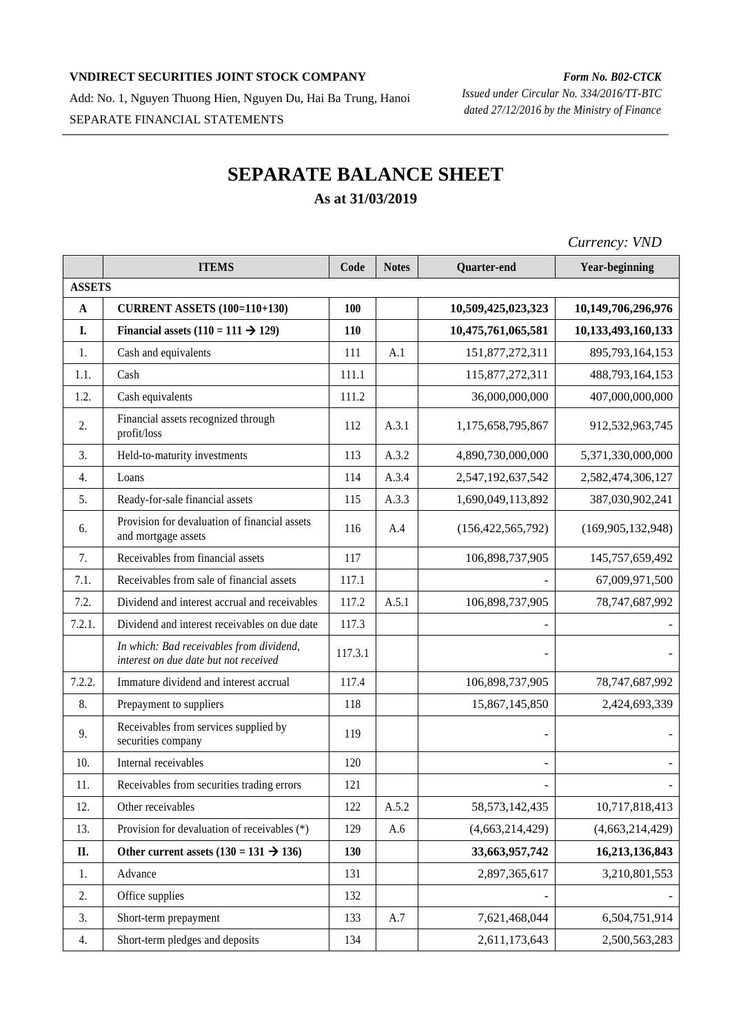**VNDIRECT SECURITIES JOINT STOCK COMPANY**

Add: No. 1, Nguyen Thuong Hien, Nguyen Du, Hai Ba Trung, Hanoi

SEPARATE FINANCIAL STATEMENTS

***Form No. B02-CTCK***

*Issued under Circular No. 334/2016/TT-BTC dated 27/12/2016 by the Ministry of Finance*

# SEPARATE BALANCE SHEET

## As at 31/03/2019

*Currency: VND*

| | ITEMS | Code | Notes | Quarter-end | Year-beginning |
|---|---|---|---|---|---|
| **ASSETS** | | | | | |
| **A** | **CURRENT ASSETS (100=110+130)** | **100** | | **10,509,425,023,323** | **10,149,706,296,976** |
| **I.** | **Financial assets (110 = 111 → 129)** | **110** | | **10,475,761,065,581** | **10,133,493,160,133** |
| 1. | Cash and equivalents | 111 | A.1 | 151,877,272,311 | 895,793,164,153 |
| 1.1. | Cash | 111.1 | | 115,877,272,311 | 488,793,164,153 |
| 1.2. | Cash equivalents | 111.2 | | 36,000,000,000 | 407,000,000,000 |
| 2. | Financial assets recognized through profit/loss | 112 | A.3.1 | 1,175,658,795,867 | 912,532,963,745 |
| 3. | Held-to-maturity investments | 113 | A.3.2 | 4,890,730,000,000 | 5,371,330,000,000 |
| 4. | Loans | 114 | A.3.4 | 2,547,192,637,542 | 2,582,474,306,127 |
| 5. | Ready-for-sale financial assets | 115 | A.3.3 | 1,690,049,113,892 | 387,030,902,241 |
| 6. | Provision for devaluation of financial assets and mortgage assets | 116 | A.4 | (156,422,565,792) | (169,905,132,948) |
| 7. | Receivables from financial assets | 117 | | 106,898,737,905 | 145,757,659,492 |
| 7.1. | Receivables from sale of financial assets | 117.1 | | - | 67,009,971,500 |
| 7.2. | Dividend and interest accrual and receivables | 117.2 | A.5.1 | 106,898,737,905 | 78,747,687,992 |
| 7.2.1. | Dividend and interest receivables on due date | 117.3 | | - | - |
| | *In which: Bad receivables from dividend, interest on due date but not received* | 117.3.1 | | - | - |
| 7.2.2. | Immature dividend and interest accrual | 117.4 | | 106,898,737,905 | 78,747,687,992 |
| 8. | Prepayment to suppliers | 118 | | 15,867,145,850 | 2,424,693,339 |
| 9. | Receivables from services supplied by securities company | 119 | | - | - |
| 10. | Internal receivables | 120 | | - | - |
| 11. | Receivables from securities trading errors | 121 | | - | - |
| 12. | Other receivables | 122 | A.5.2 | 58,573,142,435 | 10,717,818,413 |
| 13. | Provision for devaluation of receivables (*) | 129 | A.6 | (4,663,214,429) | (4,663,214,429) |
| **II.** | **Other current assets (130 = 131 → 136)** | **130** | | **33,663,957,742** | **16,213,136,843** |
| 1. | Advance | 131 | | 2,897,365,617 | 3,210,801,553 |
| 2. | Office supplies | 132 | | - | - |
| 3. | Short-term prepayment | 133 | A.7 | 7,621,468,044 | 6,504,751,914 |
| 4. | Short-term pledges and deposits | 134 | | 2,611,173,643 | 2,500,563,283 |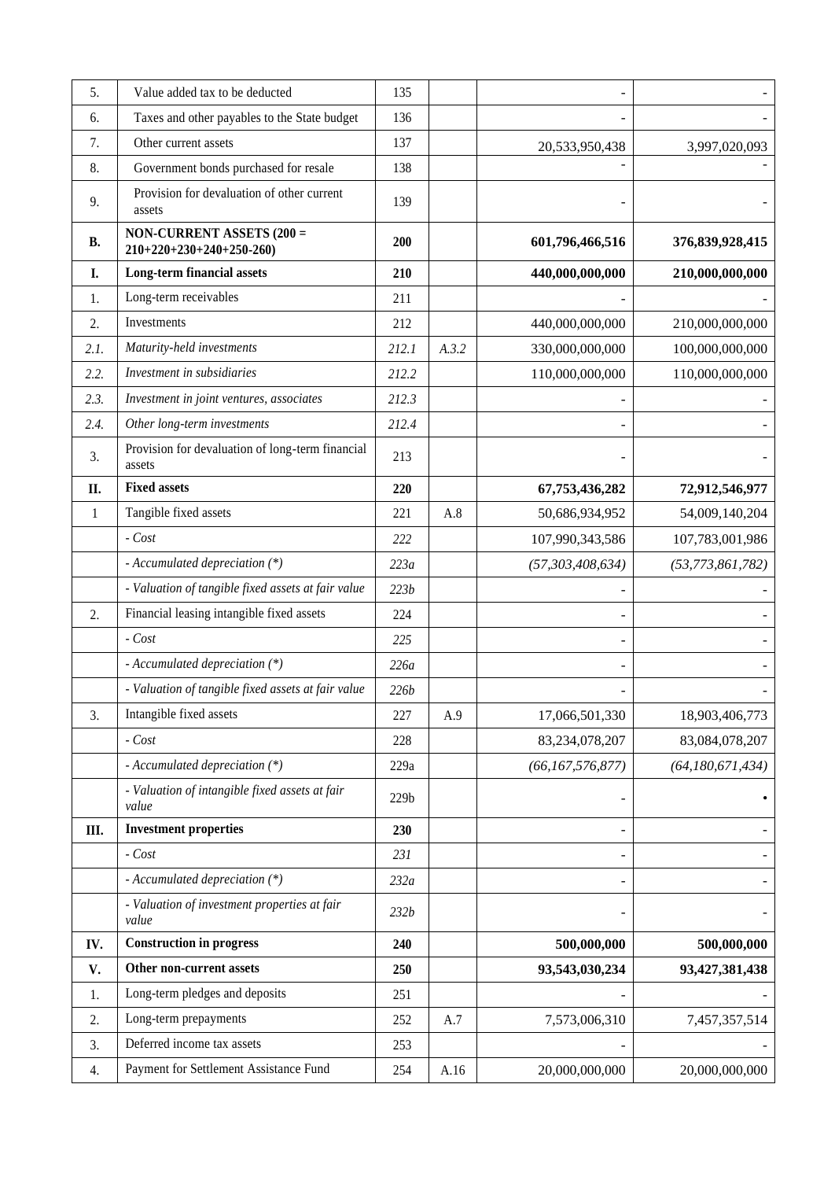| | | | | | |
|---|---|---|---|---|---|
| 5. | Value added tax to be deducted | 135 | | - | - |
| 6. | Taxes and other payables to the State budget | 136 | | - | - |
| 7. | Other current assets | 137 | | 20,533,950,438 | 3,997,020,093 |
| 8. | Government bonds purchased for resale | 138 | | - | - |
| 9. | Provision for devaluation of other current assets | 139 | | - | - |
| **B.** | **NON-CURRENT ASSETS (200 = 210+220+230+240+250-260)** | **200** | | **601,796,466,516** | **376,839,928,415** |
| **I.** | **Long-term financial assets** | **210** | | **440,000,000,000** | **210,000,000,000** |
| 1. | Long-term receivables | 211 | | - | - |
| 2. | Investments | 212 | | 440,000,000,000 | 210,000,000,000 |
| *2.1.* | *Maturity-held investments* | *212.1* | *A.3.2* | 330,000,000,000 | 100,000,000,000 |
| *2.2.* | *Investment in subsidiaries* | *212.2* | | 110,000,000,000 | 110,000,000,000 |
| *2.3.* | *Investment in joint ventures, associates* | *212.3* | | - | - |
| *2.4.* | *Other long-term investments* | *212.4* | | - | - |
| 3. | Provision for devaluation of long-term financial assets | 213 | | - | - |
| **II.** | **Fixed assets** | **220** | | **67,753,436,282** | **72,912,546,977** |
| 1 | Tangible fixed assets | 221 | A.8 | 50,686,934,952 | 54,009,140,204 |
| | *- Cost* | *222* | | 107,990,343,586 | 107,783,001,986 |
| | *- Accumulated depreciation (*)* | *223a* | | *(57,303,408,634)* | *(53,773,861,782)* |
| | *- Valuation of tangible fixed assets at fair value* | *223b* | | - | - |
| 2. | Financial leasing intangible fixed assets | 224 | | - | - |
| | *- Cost* | *225* | | - | - |
| | *- Accumulated depreciation (*)* | *226a* | | - | - |
| | *- Valuation of tangible fixed assets at fair value* | *226b* | | - | - |
| 3. | Intangible fixed assets | 227 | A.9 | 17,066,501,330 | 18,903,406,773 |
| | *- Cost* | 228 | | 83,234,078,207 | 83,084,078,207 |
| | *- Accumulated depreciation (*)* | 229a | | *(66,167,576,877)* | *(64,180,671,434)* |
| | *- Valuation of intangible fixed assets at fair value* | 229b | | - | • |
| **III.** | **Investment properties** | **230** | | **-** | **-** |
| | *- Cost* | *231* | | - | - |
| | *- Accumulated depreciation (*)* | *232a* | | - | - |
| | *- Valuation of investment properties at fair value* | *232b* | | - | - |
| **IV.** | **Construction in progress** | **240** | | **500,000,000** | **500,000,000** |
| **V.** | **Other non-current assets** | **250** | | **93,543,030,234** | **93,427,381,438** |
| 1. | Long-term pledges and deposits | 251 | | - | - |
| 2. | Long-term prepayments | 252 | A.7 | 7,573,006,310 | 7,457,357,514 |
| 3. | Deferred income tax assets | 253 | | - | - |
| 4. | Payment for Settlement Assistance Fund | 254 | A.16 | 20,000,000,000 | 20,000,000,000 |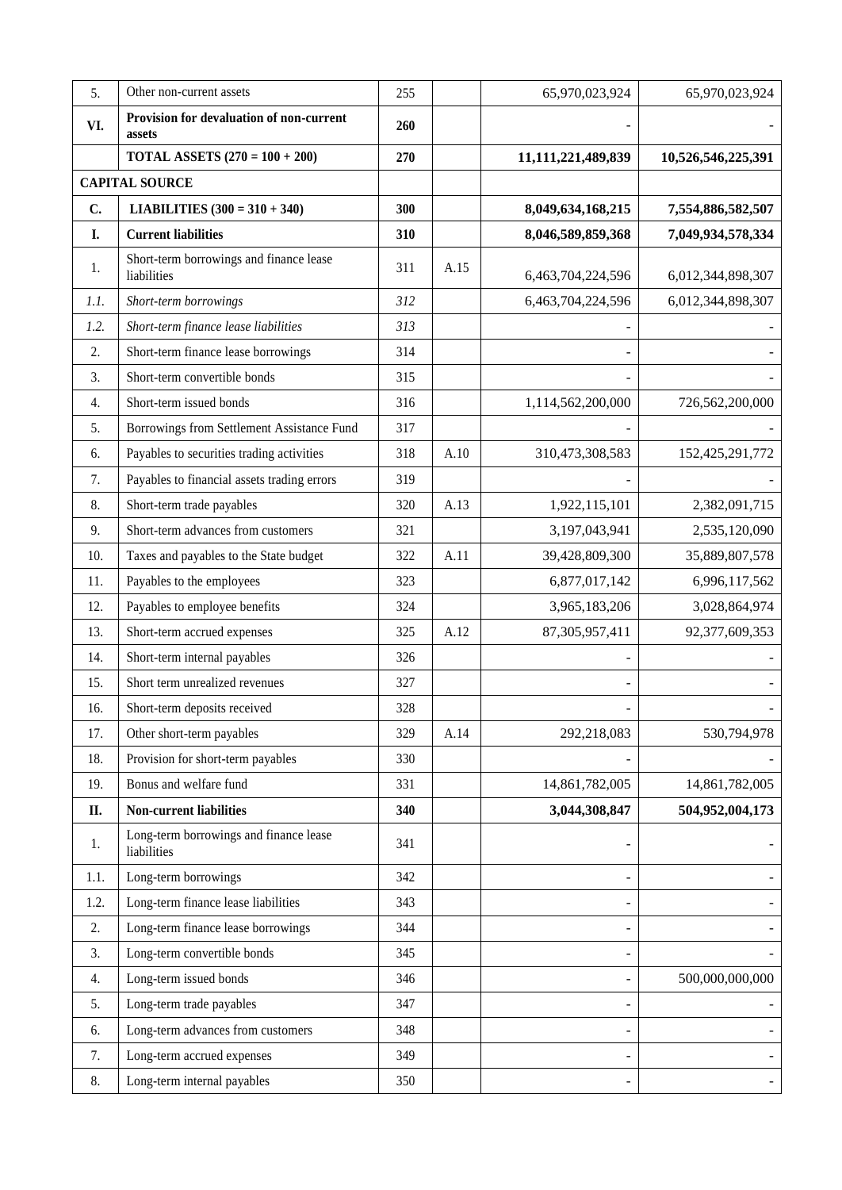| | | | | | |
|---|---|---|---|---|---|
| 5. | Other non-current assets | 255 | | 65,970,023,924 | 65,970,023,924 |
| **VI.** | **Provision for devaluation of non-current assets** | **260** | | - | - |
| | **TOTAL ASSETS (270 = 100 + 200)** | **270** | | **11,111,221,489,839** | **10,526,546,225,391** |
| **CAPITAL SOURCE** | | | | | |
| **C.** | **LIABILITIES (300 = 310 + 340)** | **300** | | **8,049,634,168,215** | **7,554,886,582,507** |
| **I.** | **Current liabilities** | **310** | | **8,046,589,859,368** | **7,049,934,578,334** |
| 1. | Short-term borrowings and finance lease liabilities | 311 | A.15 | 6,463,704,224,596 | 6,012,344,898,307 |
| *1.1.* | *Short-term borrowings* | *312* | | 6,463,704,224,596 | 6,012,344,898,307 |
| *1.2.* | *Short-term finance lease liabilities* | *313* | | - | - |
| 2. | Short-term finance lease borrowings | 314 | | - | - |
| 3. | Short-term convertible bonds | 315 | | - | - |
| 4. | Short-term issued bonds | 316 | | 1,114,562,200,000 | 726,562,200,000 |
| 5. | Borrowings from Settlement Assistance Fund | 317 | | - | - |
| 6. | Payables to securities trading activities | 318 | A.10 | 310,473,308,583 | 152,425,291,772 |
| 7. | Payables to financial assets trading errors | 319 | | - | - |
| 8. | Short-term trade payables | 320 | A.13 | 1,922,115,101 | 2,382,091,715 |
| 9. | Short-term advances from customers | 321 | | 3,197,043,941 | 2,535,120,090 |
| 10. | Taxes and payables to the State budget | 322 | A.11 | 39,428,809,300 | 35,889,807,578 |
| 11. | Payables to the employees | 323 | | 6,877,017,142 | 6,996,117,562 |
| 12. | Payables to employee benefits | 324 | | 3,965,183,206 | 3,028,864,974 |
| 13. | Short-term accrued expenses | 325 | A.12 | 87,305,957,411 | 92,377,609,353 |
| 14. | Short-term internal payables | 326 | | - | - |
| 15. | Short term unrealized revenues | 327 | | - | - |
| 16. | Short-term deposits received | 328 | | - | - |
| 17. | Other short-term payables | 329 | A.14 | 292,218,083 | 530,794,978 |
| 18. | Provision for short-term payables | 330 | | - | - |
| 19. | Bonus and welfare fund | 331 | | 14,861,782,005 | 14,861,782,005 |
| **II.** | **Non-current liabilities** | **340** | | **3,044,308,847** | **504,952,004,173** |
| 1. | Long-term borrowings and finance lease liabilities | 341 | | - | - |
| 1.1. | Long-term borrowings | 342 | | - | - |
| 1.2. | Long-term finance lease liabilities | 343 | | - | - |
| 2. | Long-term finance lease borrowings | 344 | | - | - |
| 3. | Long-term convertible bonds | 345 | | - | - |
| 4. | Long-term issued bonds | 346 | | - | 500,000,000,000 |
| 5. | Long-term trade payables | 347 | | - | - |
| 6. | Long-term advances from customers | 348 | | - | - |
| 7. | Long-term accrued expenses | 349 | | - | - |
| 8. | Long-term internal payables | 350 | | - | - |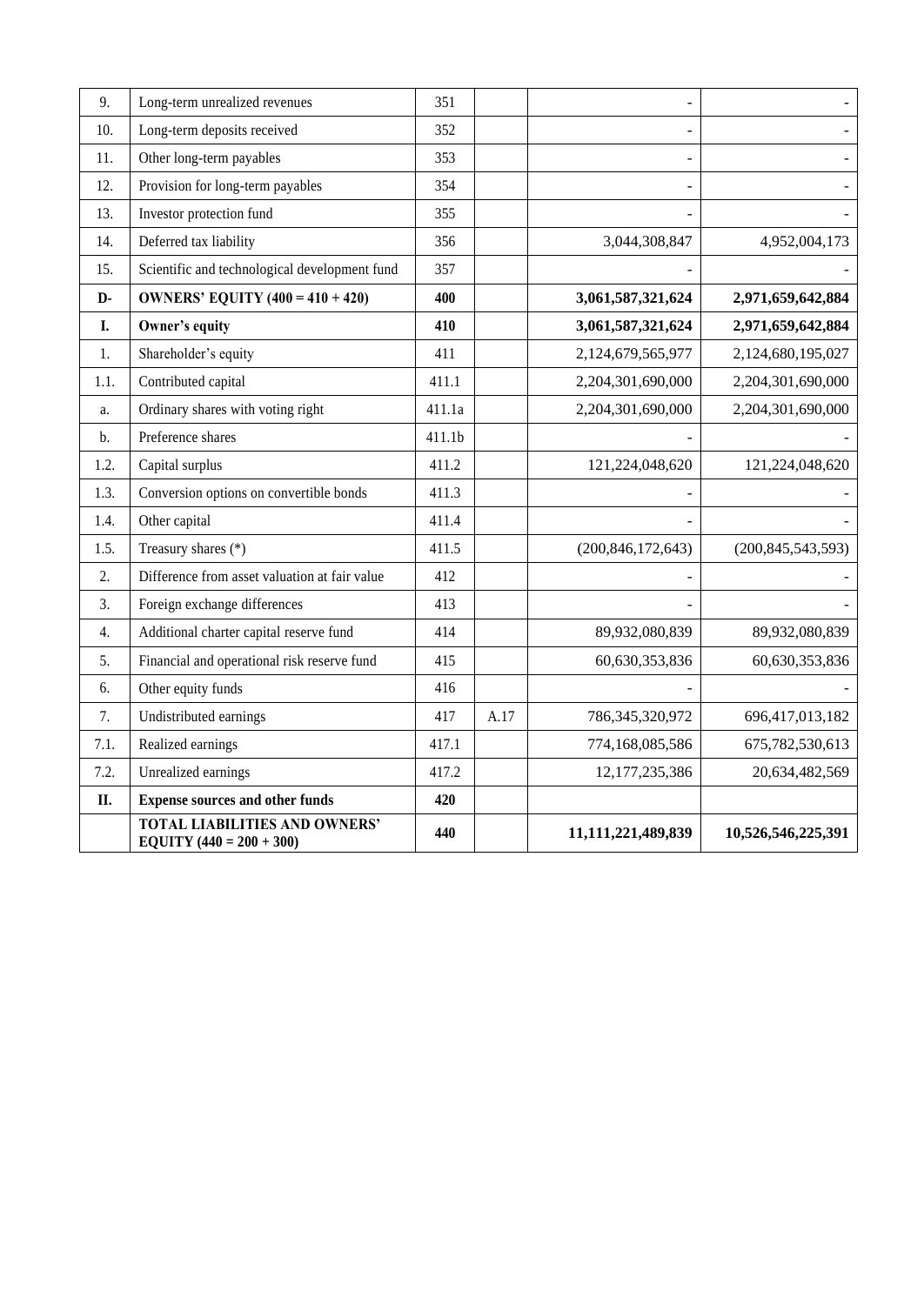| | | | | | |
|---|---|---|---|---|---|
| 9. | Long-term unrealized revenues | 351 | | - | - |
| 10. | Long-term deposits received | 352 | | - | - |
| 11. | Other long-term payables | 353 | | - | - |
| 12. | Provision for long-term payables | 354 | | - | - |
| 13. | Investor protection fund | 355 | | - | - |
| 14. | Deferred tax liability | 356 | | 3,044,308,847 | 4,952,004,173 |
| 15. | Scientific and technological development fund | 357 | | - | - |
| **D-** | **OWNERS' EQUITY (400 = 410 + 420)** | **400** | | **3,061,587,321,624** | **2,971,659,642,884** |
| **I.** | **Owner's equity** | **410** | | **3,061,587,321,624** | **2,971,659,642,884** |
| 1. | Shareholder's equity | 411 | | 2,124,679,565,977 | 2,124,680,195,027 |
| 1.1. | Contributed capital | 411.1 | | 2,204,301,690,000 | 2,204,301,690,000 |
| a. | Ordinary shares with voting right | 411.1a | | 2,204,301,690,000 | 2,204,301,690,000 |
| b. | Preference shares | 411.1b | | - | - |
| 1.2. | Capital surplus | 411.2 | | 121,224,048,620 | 121,224,048,620 |
| 1.3. | Conversion options on convertible bonds | 411.3 | | - | - |
| 1.4. | Other capital | 411.4 | | - | - |
| 1.5. | Treasury shares (*) | 411.5 | | (200,846,172,643) | (200,845,543,593) |
| 2. | Difference from asset valuation at fair value | 412 | | - | - |
| 3. | Foreign exchange differences | 413 | | - | - |
| 4. | Additional charter capital reserve fund | 414 | | 89,932,080,839 | 89,932,080,839 |
| 5. | Financial and operational risk reserve fund | 415 | | 60,630,353,836 | 60,630,353,836 |
| 6. | Other equity funds | 416 | | - | - |
| 7. | Undistributed earnings | 417 | A.17 | 786,345,320,972 | 696,417,013,182 |
| 7.1. | Realized earnings | 417.1 | | 774,168,085,586 | 675,782,530,613 |
| 7.2. | Unrealized earnings | 417.2 | | 12,177,235,386 | 20,634,482,569 |
| **II.** | **Expense sources and other funds** | **420** | | | |
| | **TOTAL LIABILITIES AND OWNERS' EQUITY (440 = 200 + 300)** | **440** | | **11,111,221,489,839** | **10,526,546,225,391** |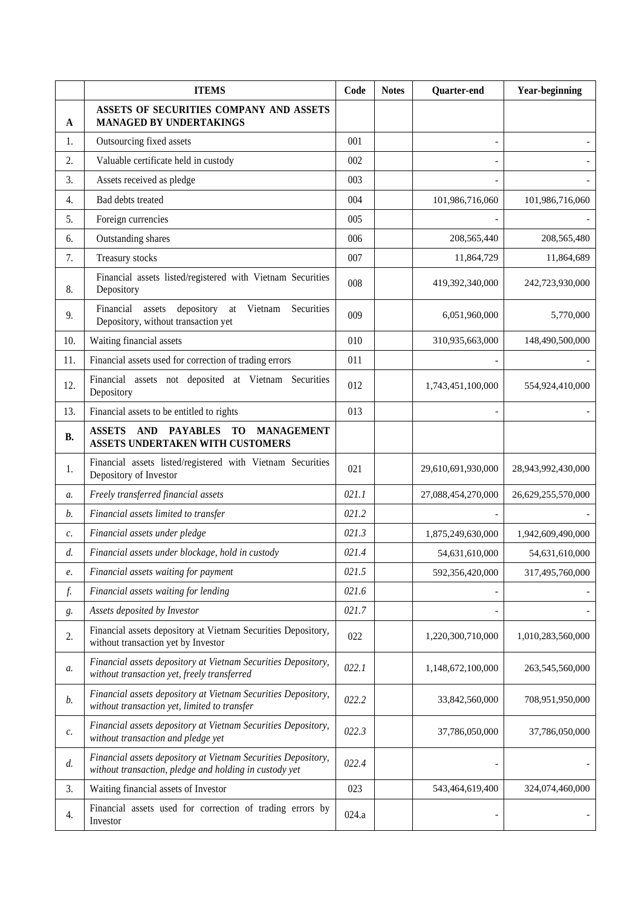| | ITEMS | Code | Notes | Quarter-end | Year-beginning |
|---|---|---|---|---|---|
| **A** | **ASSETS OF SECURITIES COMPANY AND ASSETS MANAGED BY UNDERTAKINGS** | | | | |
| 1. | Outsourcing fixed assets | 001 | | - | - |
| 2. | Valuable certificate held in custody | 002 | | - | - |
| 3. | Assets received as pledge | 003 | | - | - |
| 4. | Bad debts treated | 004 | | 101,986,716,060 | 101,986,716,060 |
| 5. | Foreign currencies | 005 | | - | - |
| 6. | Outstanding shares | 006 | | 208,565,440 | 208,565,480 |
| 7. | Treasury stocks | 007 | | 11,864,729 | 11,864,689 |
| 8. | Financial assets listed/registered with Vietnam Securities Depository | 008 | | 419,392,340,000 | 242,723,930,000 |
| 9. | Financial assets depository at Vietnam Securities Depository, without transaction yet | 009 | | 6,051,960,000 | 5,770,000 |
| 10. | Waiting financial assets | 010 | | 310,935,663,000 | 148,490,500,000 |
| 11. | Financial assets used for correction of trading errors | 011 | | - | - |
| 12. | Financial assets not deposited at Vietnam Securities Depository | 012 | | 1,743,451,100,000 | 554,924,410,000 |
| 13. | Financial assets to be entitled to rights | 013 | | - | - |
| **B.** | **ASSETS AND PAYABLES TO MANAGEMENT ASSETS UNDERTAKEN WITH CUSTOMERS** | | | | |
| 1. | Financial assets listed/registered with Vietnam Securities Depository of Investor | 021 | | 29,610,691,930,000 | 28,943,992,430,000 |
| *a.* | *Freely transferred financial assets* | *021.1* | | 27,088,454,270,000 | 26,629,255,570,000 |
| *b.* | *Financial assets limited to transfer* | *021.2* | | - | - |
| *c.* | *Financial assets under pledge* | *021.3* | | 1,875,249,630,000 | 1,942,609,490,000 |
| *d.* | *Financial assets under blockage, hold in custody* | *021.4* | | 54,631,610,000 | 54,631,610,000 |
| *e.* | *Financial assets waiting for payment* | *021.5* | | 592,356,420,000 | 317,495,760,000 |
| *f.* | *Financial assets waiting for lending* | *021.6* | | - | - |
| *g.* | *Assets deposited by Investor* | *021.7* | | - | - |
| 2. | Financial assets depository at Vietnam Securities Depository, without transaction yet by Investor | 022 | | 1,220,300,710,000 | 1,010,283,560,000 |
| *a.* | *Financial assets depository at Vietnam Securities Depository, without transaction yet, freely transferred* | *022.1* | | 1,148,672,100,000 | 263,545,560,000 |
| *b.* | *Financial assets depository at Vietnam Securities Depository, without transaction yet, limited to transfer* | *022.2* | | 33,842,560,000 | 708,951,950,000 |
| *c.* | *Financial assets depository at Vietnam Securities Depository, without transaction and pledge yet* | *022.3* | | 37,786,050,000 | 37,786,050,000 |
| *d.* | *Financial assets depository at Vietnam Securities Depository, without transaction, pledge and holding in custody yet* | *022.4* | | - | - |
| 3. | Waiting financial assets of Investor | 023 | | 543,464,619,400 | 324,074,460,000 |
| 4. | Financial assets used for correction of trading errors by Investor | 024.a | | - | - |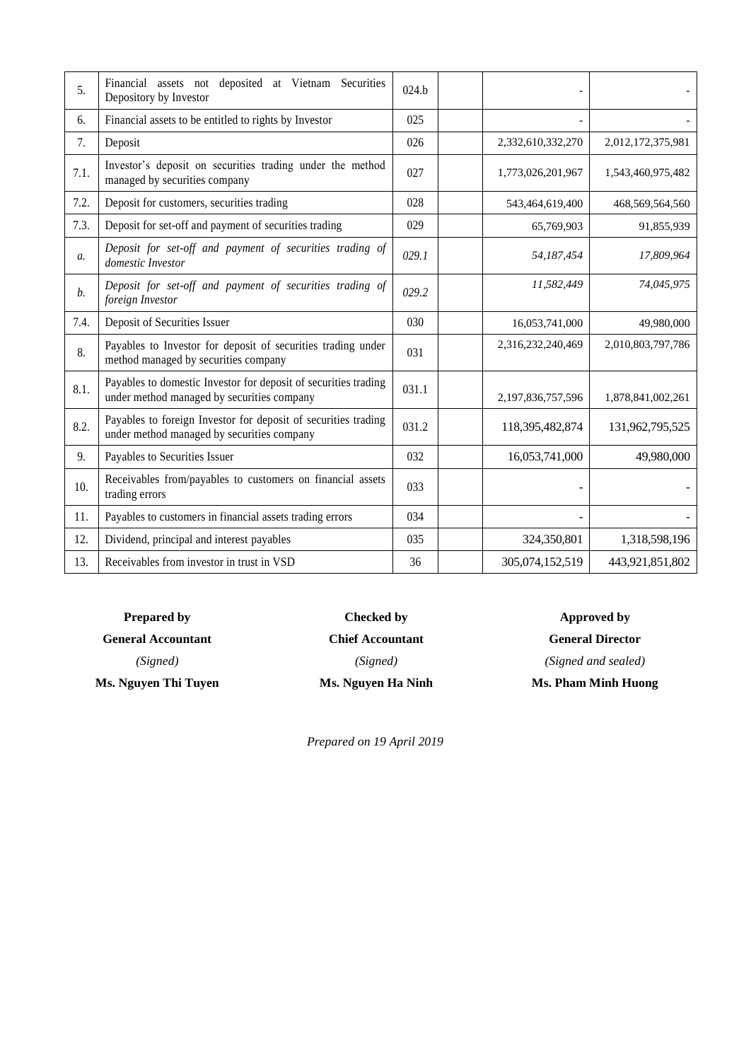| | | | | | |
|---|---|---|---|---|---|
| 5. | Financial assets not deposited at Vietnam Securities Depository by Investor | 024.b | | - | - |
| 6. | Financial assets to be entitled to rights by Investor | 025 | | - | - |
| 7. | Deposit | 026 | | 2,332,610,332,270 | 2,012,172,375,981 |
| 7.1. | Investor's deposit on securities trading under the method managed by securities company | 027 | | 1,773,026,201,967 | 1,543,460,975,482 |
| 7.2. | Deposit for customers, securities trading | 028 | | 543,464,619,400 | 468,569,564,560 |
| 7.3. | Deposit for set-off and payment of securities trading | 029 | | 65,769,903 | 91,855,939 |
| *a.* | *Deposit for set-off and payment of securities trading of domestic Investor* | *029.1* | | *54,187,454* | *17,809,964* |
| *b.* | *Deposit for set-off and payment of securities trading of foreign Investor* | *029.2* | | *11,582,449* | *74,045,975* |
| 7.4. | Deposit of Securities Issuer | 030 | | 16,053,741,000 | 49,980,000 |
| 8. | Payables to Investor for deposit of securities trading under method managed by securities company | 031 | | 2,316,232,240,469 | 2,010,803,797,786 |
| 8.1. | Payables to domestic Investor for deposit of securities trading under method managed by securities company | 031.1 | | 2,197,836,757,596 | 1,878,841,002,261 |
| 8.2. | Payables to foreign Investor for deposit of securities trading under method managed by securities company | 031.2 | | 118,395,482,874 | 131,962,795,525 |
| 9. | Payables to Securities Issuer | 032 | | 16,053,741,000 | 49,980,000 |
| 10. | Receivables from/payables to customers on financial assets trading errors | 033 | | - | - |
| 11. | Payables to customers in financial assets trading errors | 034 | | - | - |
| 12. | Dividend, principal and interest payables | 035 | | 324,350,801 | 1,318,598,196 |
| 13. | Receivables from investor in trust in VSD | 36 | | 305,074,152,519 | 443,921,851,802 |

| Prepared by | Checked by | Approved by |
|---|---|---|
| **General Accountant** | **Chief Accountant** | **General Director** |
| *(Signed)* | *(Signed)* | *(Signed and sealed)* |
| **Ms. Nguyen Thi Tuyen** | **Ms. Nguyen Ha Ninh** | **Ms. Pham Minh Huong** |

*Prepared on 19 April 2019*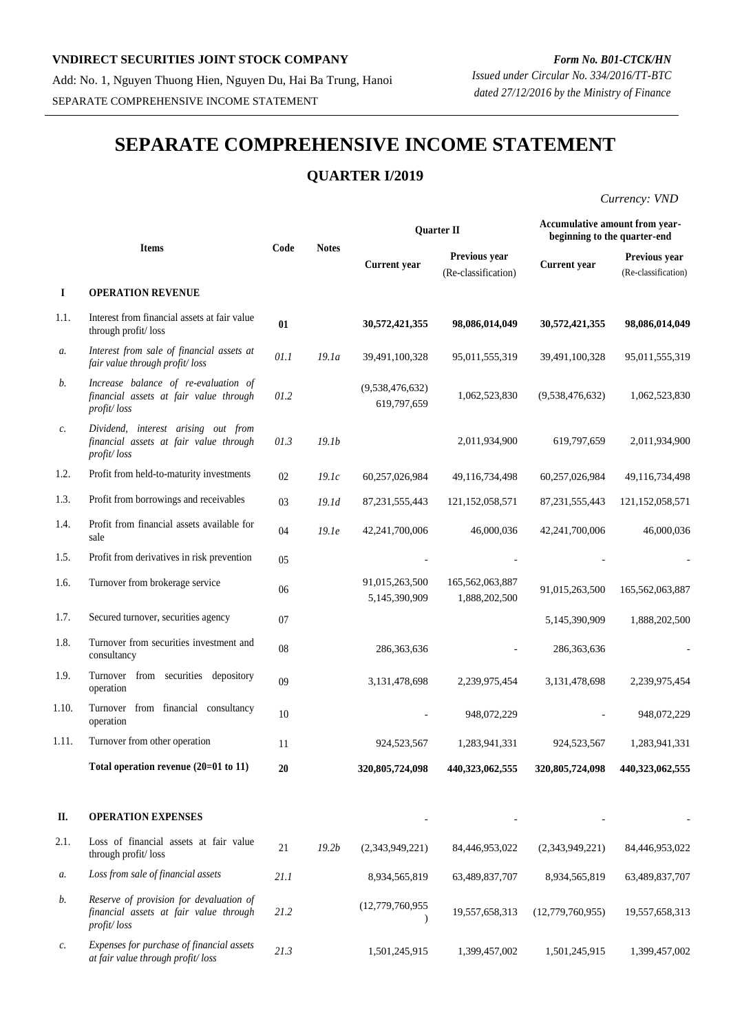**VNDIRECT SECURITIES JOINT STOCK COMPANY**

Add: No. 1, Nguyen Thuong Hien, Nguyen Du, Hai Ba Trung, Hanoi

SEPARATE COMPREHENSIVE INCOME STATEMENT

*Form No. B01-CTCK/HN*

*Issued under Circular No. 334/2016/TT-BTC dated 27/12/2016 by the Ministry of Finance*

# SEPARATE COMPREHENSIVE INCOME STATEMENT

## QUARTER I/2019

*Currency: VND*

| | Items | Code | Notes | Quarter II | | Accumulative amount from year-beginning to the quarter-end | |
|---|---|---|---|---|---|---|---|
| | | | | Current year | Previous year (Re-classification) | Current year | Previous year (Re-classification) |
| **I** | **OPERATION REVENUE** | | | | | | |
| 1.1. | Interest from financial assets at fair value through profit/ loss | **01** | | **30,572,421,355** | **98,086,014,049** | **30,572,421,355** | **98,086,014,049** |
| *a.* | *Interest from sale of financial assets at fair value through profit/ loss* | *01.1* | *19.1a* | 39,491,100,328 | 95,011,555,319 | 39,491,100,328 | 95,011,555,319 |
| *b.* | *Increase balance of re-evaluation of financial assets at fair value through profit/ loss* | *01.2* | | (9,538,476,632) 619,797,659 | 1,062,523,830 | (9,538,476,632) | 1,062,523,830 |
| *c.* | *Dividend, interest arising out from financial assets at fair value through profit/ loss* | *01.3* | *19.1b* | | 2,011,934,900 | 619,797,659 | 2,011,934,900 |
| 1.2. | Profit from held-to-maturity investments | 02 | *19.1c* | 60,257,026,984 | 49,116,734,498 | 60,257,026,984 | 49,116,734,498 |
| 1.3. | Profit from borrowings and receivables | 03 | *19.1d* | 87,231,555,443 | 121,152,058,571 | 87,231,555,443 | 121,152,058,571 |
| 1.4. | Profit from financial assets available for sale | 04 | *19.1e* | 42,241,700,006 | 46,000,036 | 42,241,700,006 | 46,000,036 |
| 1.5. | Profit from derivatives in risk prevention | 05 | | - | - | - | - |
| 1.6. | Turnover from brokerage service | 06 | | 91,015,263,500 5,145,390,909 | 165,562,063,887 1,888,202,500 | 91,015,263,500 | 165,562,063,887 |
| 1.7. | Secured turnover, securities agency | 07 | | | | 5,145,390,909 | 1,888,202,500 |
| 1.8. | Turnover from securities investment and consultancy | 08 | | 286,363,636 | - | 286,363,636 | - |
| 1.9. | Turnover from securities depository operation | 09 | | 3,131,478,698 | 2,239,975,454 | 3,131,478,698 | 2,239,975,454 |
| 1.10. | Turnover from financial consultancy operation | 10 | | - | 948,072,229 | - | 948,072,229 |
| 1.11. | Turnover from other operation | 11 | | 924,523,567 | 1,283,941,331 | 924,523,567 | 1,283,941,331 |
| | **Total operation revenue (20=01 to 11)** | **20** | | **320,805,724,098** | **440,323,062,555** | **320,805,724,098** | **440,323,062,555** |
| **II.** | **OPERATION EXPENSES** | | | - | - | - | - |
| 2.1. | Loss of financial assets at fair value through profit/ loss | 21 | *19.2b* | (2,343,949,221) | 84,446,953,022 | (2,343,949,221) | 84,446,953,022 |
| *a.* | *Loss from sale of financial assets* | *21.1* | | 8,934,565,819 | 63,489,837,707 | 8,934,565,819 | 63,489,837,707 |
| *b.* | *Reserve of provision for devaluation of financial assets at fair value through profit/ loss* | *21.2* | | (12,779,760,955) | 19,557,658,313 | (12,779,760,955) | 19,557,658,313 |
| *c.* | *Expenses for purchase of financial assets at fair value through profit/ loss* | *21.3* | | 1,501,245,915 | 1,399,457,002 | 1,501,245,915 | 1,399,457,002 |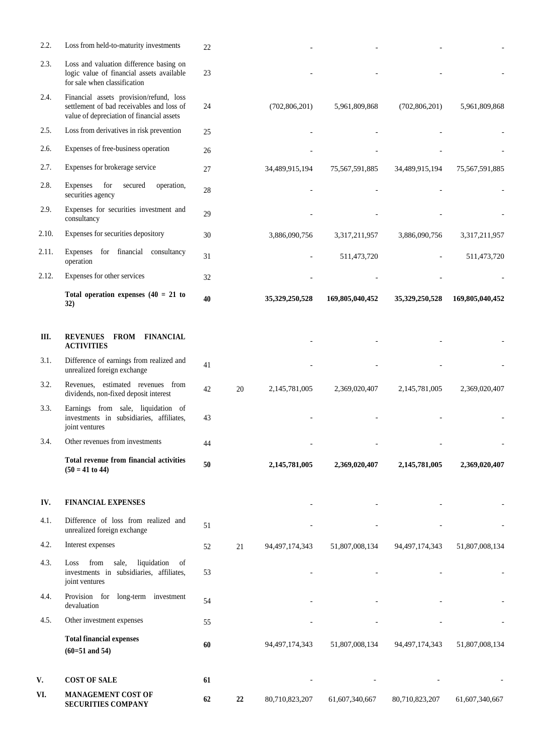| | | | | | | | |
|---|---|---|---|---|---|---|---|
| 2.2. | Loss from held-to-maturity investments | 22 | | - | - | - | - |
| 2.3. | Loss and valuation difference basing on logic value of financial assets available for sale when classification | 23 | | - | - | - | - |
| 2.4. | Financial assets provision/refund, loss settlement of bad receivables and loss of value of depreciation of financial assets | 24 | | (702,806,201) | 5,961,809,868 | (702,806,201) | 5,961,809,868 |
| 2.5. | Loss from derivatives in risk prevention | 25 | | - | - | - | - |
| 2.6. | Expenses of free-business operation | 26 | | - | - | - | - |
| 2.7. | Expenses for brokerage service | 27 | | 34,489,915,194 | 75,567,591,885 | 34,489,915,194 | 75,567,591,885 |
| 2.8. | Expenses for secured operation, securities agency | 28 | | - | - | - | - |
| 2.9. | Expenses for securities investment and consultancy | 29 | | - | - | - | - |
| 2.10. | Expenses for securities depository | 30 | | 3,886,090,756 | 3,317,211,957 | 3,886,090,756 | 3,317,211,957 |
| 2.11. | Expenses for financial consultancy operation | 31 | | - | 511,473,720 | - | 511,473,720 |
| 2.12. | Expenses for other services | 32 | | - | - | - | - |
| | **Total operation expenses (40 = 21 to 32)** | **40** | | **35,329,250,528** | **169,805,040,452** | **35,329,250,528** | **169,805,040,452** |
| **III.** | **REVENUES FROM FINANCIAL ACTIVITIES** | | | - | - | - | - |
| 3.1. | Difference of earnings from realized and unrealized foreign exchange | 41 | | - | - | - | - |
| 3.2. | Revenues, estimated revenues from dividends, non-fixed deposit interest | 42 | 20 | 2,145,781,005 | 2,369,020,407 | 2,145,781,005 | 2,369,020,407 |
| 3.3. | Earnings from sale, liquidation of investments in subsidiaries, affiliates, joint ventures | 43 | | - | - | - | - |
| 3.4. | Other revenues from investments | 44 | | - | - | - | - |
| | **Total revenue from financial activities (50 = 41 to 44)** | **50** | | **2,145,781,005** | **2,369,020,407** | **2,145,781,005** | **2,369,020,407** |
| **IV.** | **FINANCIAL EXPENSES** | | | - | - | - | - |
| 4.1. | Difference of loss from realized and unrealized foreign exchange | 51 | | - | - | - | - |
| 4.2. | Interest expenses | 52 | 21 | 94,497,174,343 | 51,807,008,134 | 94,497,174,343 | 51,807,008,134 |
| 4.3. | Loss from sale, liquidation of investments in subsidiaries, affiliates, joint ventures | 53 | | - | - | - | - |
| 4.4. | Provision for long-term investment devaluation | 54 | | - | - | - | - |
| 4.5. | Other investment expenses | 55 | | - | - | - | - |
| | **Total financial expenses (60=51 and 54)** | **60** | | 94,497,174,343 | 51,807,008,134 | 94,497,174,343 | 51,807,008,134 |
| **V.** | **COST OF SALE** | **61** | | - | - | - | - |
| **VI.** | **MANAGEMENT COST OF SECURITIES COMPANY** | **62** | **22** | 80,710,823,207 | 61,607,340,667 | 80,710,823,207 | 61,607,340,667 |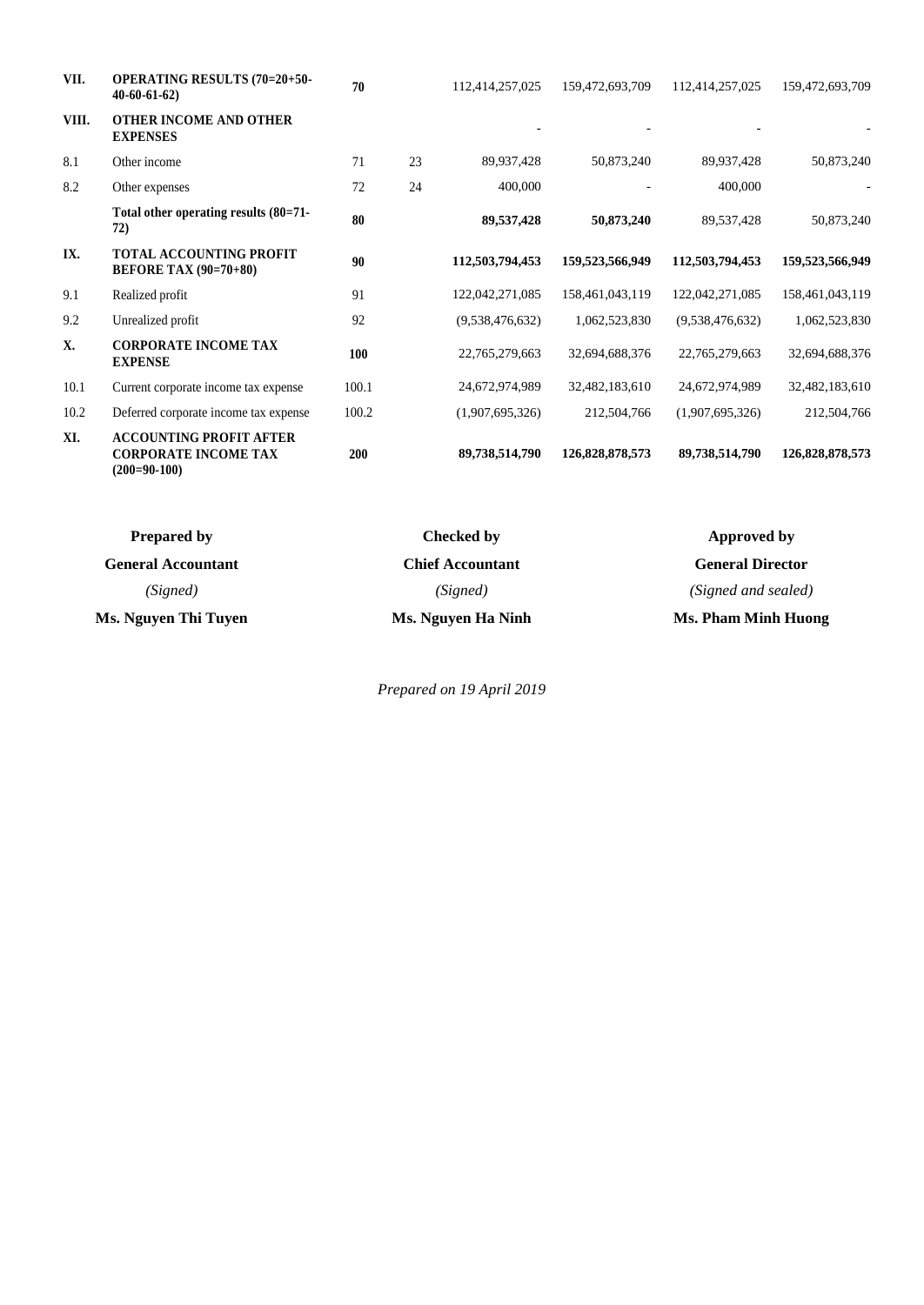| | | | | | | | |
|---|---|---|---|---|---|---|---|
| **VII.** | **OPERATING RESULTS (70=20+50-40-60-61-62)** | **70** | | 112,414,257,025 | 159,472,693,709 | 112,414,257,025 | 159,472,693,709 |
| **VIII.** | **OTHER INCOME AND OTHER EXPENSES** | | | - | - | - | - |
| 8.1 | Other income | 71 | 23 | 89,937,428 | 50,873,240 | 89,937,428 | 50,873,240 |
| 8.2 | Other expenses | 72 | 24 | 400,000 | - | 400,000 | - |
| | **Total other operating results (80=71-72)** | **80** | | **89,537,428** | **50,873,240** | 89,537,428 | 50,873,240 |
| **IX.** | **TOTAL ACCOUNTING PROFIT BEFORE TAX (90=70+80)** | **90** | | **112,503,794,453** | **159,523,566,949** | **112,503,794,453** | **159,523,566,949** |
| 9.1 | Realized profit | 91 | | 122,042,271,085 | 158,461,043,119 | 122,042,271,085 | 158,461,043,119 |
| 9.2 | Unrealized profit | 92 | | (9,538,476,632) | 1,062,523,830 | (9,538,476,632) | 1,062,523,830 |
| **X.** | **CORPORATE INCOME TAX EXPENSE** | **100** | | 22,765,279,663 | 32,694,688,376 | 22,765,279,663 | 32,694,688,376 |
| 10.1 | Current corporate income tax expense | 100.1 | | 24,672,974,989 | 32,482,183,610 | 24,672,974,989 | 32,482,183,610 |
| 10.2 | Deferred corporate income tax expense | 100.2 | | (1,907,695,326) | 212,504,766 | (1,907,695,326) | 212,504,766 |
| **XI.** | **ACCOUNTING PROFIT AFTER CORPORATE INCOME TAX (200=90-100)** | **200** | | **89,738,514,790** | **126,828,878,573** | **89,738,514,790** | **126,828,878,573** |

| **Prepared by** | **Checked by** | **Approved by** |
|---|---|---|
| **General Accountant** | **Chief Accountant** | **General Director** |
| *(Signed)* | *(Signed)* | *(Signed and sealed)* |
| **Ms. Nguyen Thi Tuyen** | **Ms. Nguyen Ha Ninh** | **Ms. Pham Minh Huong** |

*Prepared on 19 April 2019*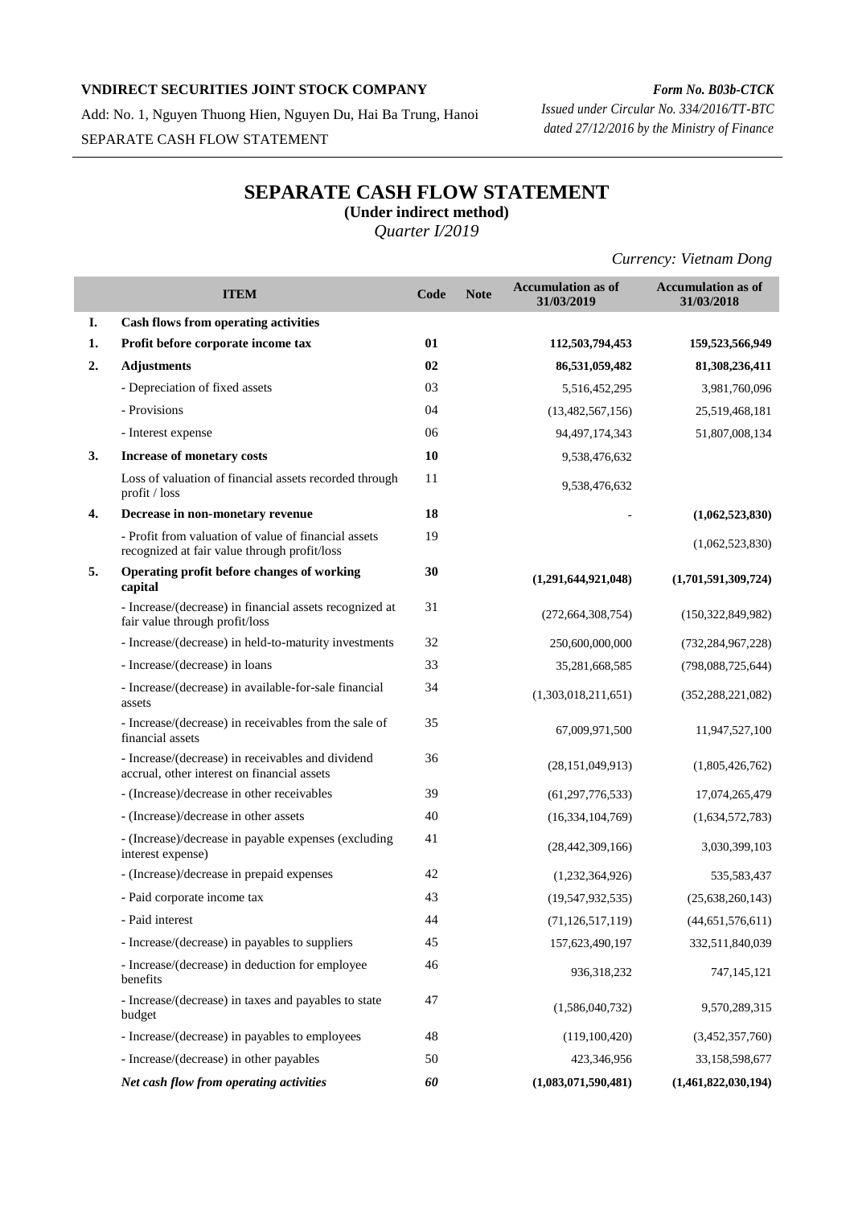**VNDIRECT SECURITIES JOINT STOCK COMPANY**

Add: No. 1, Nguyen Thuong Hien, Nguyen Du, Hai Ba Trung, Hanoi

SEPARATE CASH FLOW STATEMENT

***Form No. B03b-CTCK***

*Issued under Circular No. 334/2016/TT-BTC dated 27/12/2016 by the Ministry of Finance*

# SEPARATE CASH FLOW STATEMENT

**(Under indirect method)**

*Quarter I/2019*

*Currency: Vietnam Dong*

| | ITEM | Code | Note | Accumulation as of 31/03/2019 | Accumulation as of 31/03/2018 |
|---|---|---|---|---|---|
| **I.** | **Cash flows from operating activities** | | | | |
| **1.** | **Profit before corporate income tax** | **01** | | **112,503,794,453** | **159,523,566,949** |
| **2.** | **Adjustments** | **02** | | **86,531,059,482** | **81,308,236,411** |
| | - Depreciation of fixed assets | 03 | | 5,516,452,295 | 3,981,760,096 |
| | - Provisions | 04 | | (13,482,567,156) | 25,519,468,181 |
| | - Interest expense | 06 | | 94,497,174,343 | 51,807,008,134 |
| **3.** | **Increase of monetary costs** | **10** | | 9,538,476,632 | |
| | Loss of valuation of financial assets recorded through profit / loss | 11 | | 9,538,476,632 | |
| **4.** | **Decrease in non-monetary revenue** | **18** | | - | **(1,062,523,830)** |
| | - Profit from valuation of value of financial assets recognized at fair value through profit/loss | 19 | | | (1,062,523,830) |
| **5.** | **Operating profit before changes of working capital** | **30** | | **(1,291,644,921,048)** | **(1,701,591,309,724)** |
| | - Increase/(decrease) in financial assets recognized at fair value through profit/loss | 31 | | (272,664,308,754) | (150,322,849,982) |
| | - Increase/(decrease) in held-to-maturity investments | 32 | | 250,600,000,000 | (732,284,967,228) |
| | - Increase/(decrease) in loans | 33 | | 35,281,668,585 | (798,088,725,644) |
| | - Increase/(decrease) in available-for-sale financial assets | 34 | | (1,303,018,211,651) | (352,288,221,082) |
| | - Increase/(decrease) in receivables from the sale of financial assets | 35 | | 67,009,971,500 | 11,947,527,100 |
| | - Increase/(decrease) in receivables and dividend accrual, other interest on financial assets | 36 | | (28,151,049,913) | (1,805,426,762) |
| | - (Increase)/decrease in other receivables | 39 | | (61,297,776,533) | 17,074,265,479 |
| | - (Increase)/decrease in other assets | 40 | | (16,334,104,769) | (1,634,572,783) |
| | - (Increase)/decrease in payable expenses (excluding interest expense) | 41 | | (28,442,309,166) | 3,030,399,103 |
| | - (Increase)/decrease in prepaid expenses | 42 | | (1,232,364,926) | 535,583,437 |
| | - Paid corporate income tax | 43 | | (19,547,932,535) | (25,638,260,143) |
| | - Paid interest | 44 | | (71,126,517,119) | (44,651,576,611) |
| | - Increase/(decrease) in payables to suppliers | 45 | | 157,623,490,197 | 332,511,840,039 |
| | - Increase/(decrease) in deduction for employee benefits | 46 | | 936,318,232 | 747,145,121 |
| | - Increase/(decrease) in taxes and payables to state budget | 47 | | (1,586,040,732) | 9,570,289,315 |
| | - Increase/(decrease) in payables to employees | 48 | | (119,100,420) | (3,452,357,760) |
| | - Increase/(decrease) in other payables | 50 | | 423,346,956 | 33,158,598,677 |
| | ***Net cash flow from operating activities*** | ***60*** | | **(1,083,071,590,481)** | **(1,461,822,030,194)** |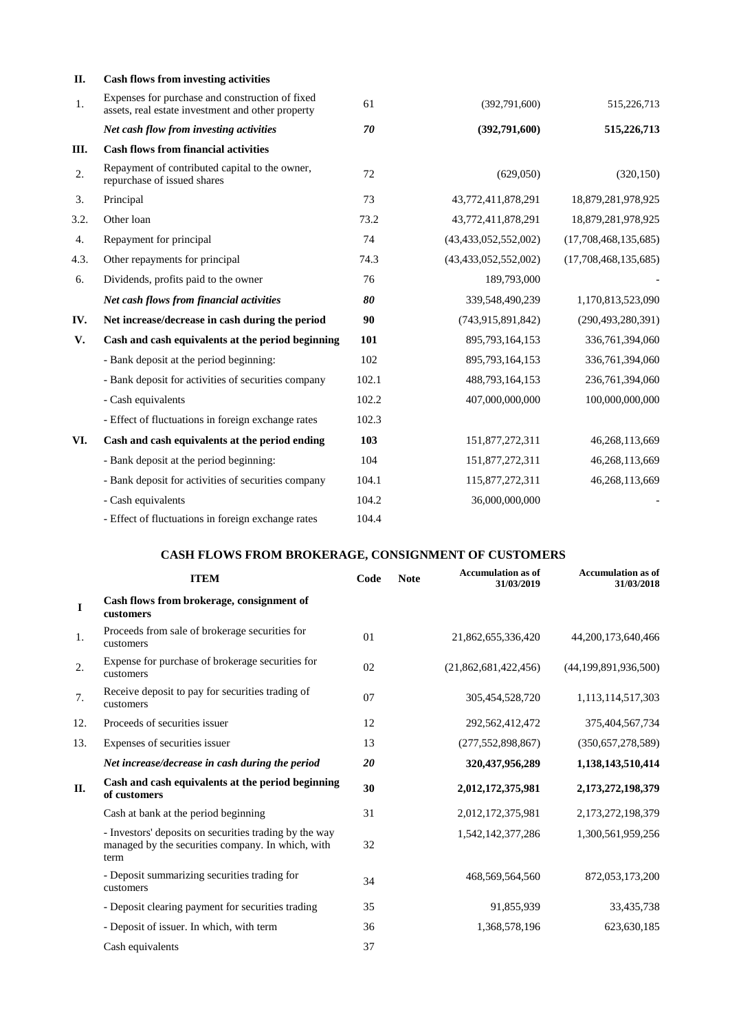| | | | | |
|---|---|---|---|---|
| **II.** | **Cash flows from investing activities** | | | |
| 1. | Expenses for purchase and construction of fixed assets, real estate investment and other property | 61 | (392,791,600) | 515,226,713 |
| | ***Net cash flow from investing activities*** | ***70*** | **(392,791,600)** | **515,226,713** |
| **III.** | **Cash flows from financial activities** | | | |
| 2. | Repayment of contributed capital to the owner, repurchase of issued shares | 72 | (629,050) | (320,150) |
| 3. | Principal | 73 | 43,772,411,878,291 | 18,879,281,978,925 |
| 3.2. | Other loan | 73.2 | 43,772,411,878,291 | 18,879,281,978,925 |
| 4. | Repayment for principal | 74 | (43,433,052,552,002) | (17,708,468,135,685) |
| 4.3. | Other repayments for principal | 74.3 | (43,433,052,552,002) | (17,708,468,135,685) |
| 6. | Dividends, profits paid to the owner | 76 | 189,793,000 | - |
| | ***Net cash flows from financial activities*** | ***80*** | 339,548,490,239 | 1,170,813,523,090 |
| **IV.** | **Net increase/decrease in cash during the period** | **90** | (743,915,891,842) | (290,493,280,391) |
| **V.** | **Cash and cash equivalents at the period beginning** | **101** | 895,793,164,153 | 336,761,394,060 |
| | - Bank deposit at the period beginning: | 102 | 895,793,164,153 | 336,761,394,060 |
| | - Bank deposit for activities of securities company | 102.1 | 488,793,164,153 | 236,761,394,060 |
| | - Cash equivalents | 102.2 | 407,000,000,000 | 100,000,000,000 |
| | - Effect of fluctuations in foreign exchange rates | 102.3 | | |
| **VI.** | **Cash and cash equivalents at the period ending** | **103** | 151,877,272,311 | 46,268,113,669 |
| | - Bank deposit at the period beginning: | 104 | 151,877,272,311 | 46,268,113,669 |
| | - Bank deposit for activities of securities company | 104.1 | 115,877,272,311 | 46,268,113,669 |
| | - Cash equivalents | 104.2 | 36,000,000,000 | - |
| | - Effect of fluctuations in foreign exchange rates | 104.4 | | |

## CASH FLOWS FROM BROKERAGE, CONSIGNMENT OF CUSTOMERS

| | ITEM | Code | Note | Accumulation as of 31/03/2019 | Accumulation as of 31/03/2018 |
|---|---|---|---|---|---|
| **I** | **Cash flows from brokerage, consignment of customers** | | | | |
| 1. | Proceeds from sale of brokerage securities for customers | 01 | | 21,862,655,336,420 | 44,200,173,640,466 |
| 2. | Expense for purchase of brokerage securities for customers | 02 | | (21,862,681,422,456) | (44,199,891,936,500) |
| 7. | Receive deposit to pay for securities trading of customers | 07 | | 305,454,528,720 | 1,113,114,517,303 |
| 12. | Proceeds of securities issuer | 12 | | 292,562,412,472 | 375,404,567,734 |
| 13. | Expenses of securities issuer | 13 | | (277,552,898,867) | (350,657,278,589) |
| | ***Net increase/decrease in cash during the period*** | ***20*** | | **320,437,956,289** | **1,138,143,510,414** |
| **II.** | **Cash and cash equivalents at the period beginning of customers** | **30** | | **2,012,172,375,981** | **2,173,272,198,379** |
| | Cash at bank at the period beginning | 31 | | 2,012,172,375,981 | 2,173,272,198,379 |
| | - Investors' deposits on securities trading by the way managed by the securities company. In which, with term | 32 | | 1,542,142,377,286 | 1,300,561,959,256 |
| | - Deposit summarizing securities trading for customers | 34 | | 468,569,564,560 | 872,053,173,200 |
| | - Deposit clearing payment for securities trading | 35 | | 91,855,939 | 33,435,738 |
| | - Deposit of issuer. In which, with term | 36 | | 1,368,578,196 | 623,630,185 |
| | Cash equivalents | 37 | | | |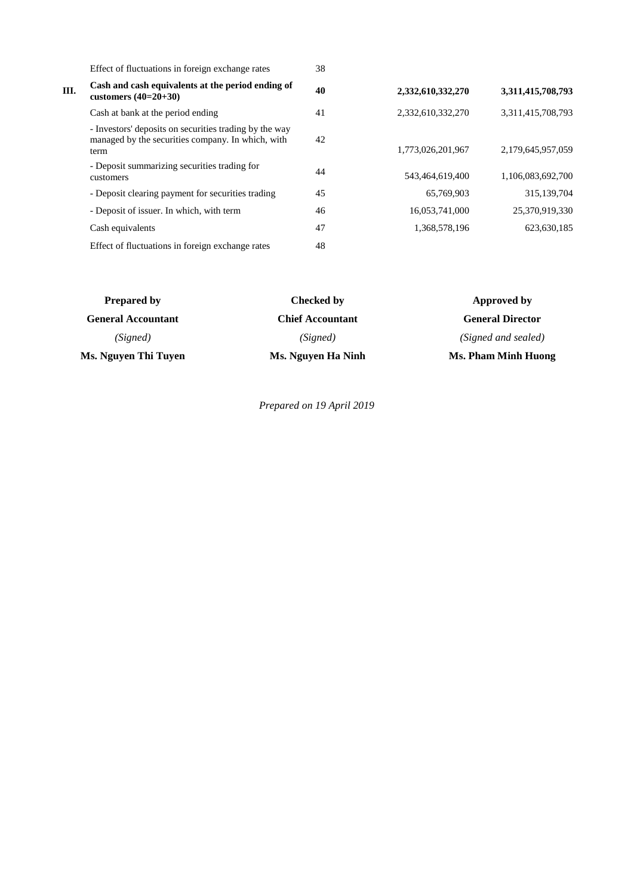| | | | | |
|---|---|---|---|---|
| | Effect of fluctuations in foreign exchange rates | 38 | | |
| **III.** | **Cash and cash equivalents at the period ending of customers (40=20+30)** | **40** | **2,332,610,332,270** | **3,311,415,708,793** |
| | Cash at bank at the period ending | 41 | 2,332,610,332,270 | 3,311,415,708,793 |
| | - Investors' deposits on securities trading by the way managed by the securities company. In which, with term | 42 | 1,773,026,201,967 | 2,179,645,957,059 |
| | - Deposit summarizing securities trading for customers | 44 | 543,464,619,400 | 1,106,083,692,700 |
| | - Deposit clearing payment for securities trading | 45 | 65,769,903 | 315,139,704 |
| | - Deposit of issuer. In which, with term | 46 | 16,053,741,000 | 25,370,919,330 |
| | Cash equivalents | 47 | 1,368,578,196 | 623,630,185 |
| | Effect of fluctuations in foreign exchange rates | 48 | | |

| **Prepared by** | **Checked by** | **Approved by** |
|---|---|---|
| **General Accountant** | **Chief Accountant** | **General Director** |
| *(Signed)* | *(Signed)* | *(Signed and sealed)* |
| **Ms. Nguyen Thi Tuyen** | **Ms. Nguyen Ha Ninh** | **Ms. Pham Minh Huong** |

*Prepared on 19 April 2019*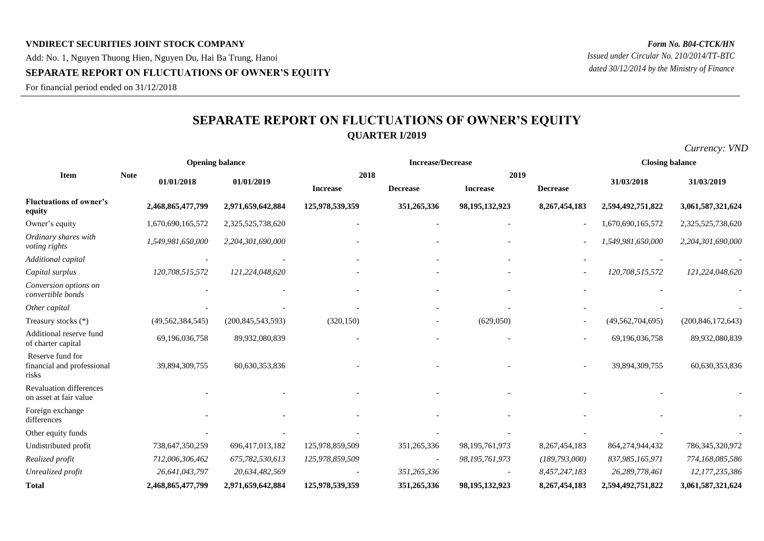**VNDIRECT SECURITIES JOINT STOCK COMPANY**

Add: No. 1, Nguyen Thuong Hien, Nguyen Du, Hai Ba Trung, Hanoi

**SEPARATE REPORT ON FLUCTUATIONS OF OWNER'S EQUITY**

For financial period ended on 31/12/2018

*Form No. B04-CTCK/HN*
*Issued under Circular No. 210/2014/TT-BTC dated 30/12/2014 by the Ministry of Finance*

# SEPARATE REPORT ON FLUCTUATIONS OF OWNER'S EQUITY

## QUARTER I/2019

*Currency: VND*

| Item | Note | Opening balance | | Increase/Decrease | | | | Closing balance | |
|---|---|---|---|---|---|---|---|---|---|
| | | 01/01/2018 | 01/01/2019 | 2018 | | 2019 | | 31/03/2018 | 31/03/2019 |
| | | | | Increase | Decrease | Increase | Decrease | | |
| **Fluctuations of owner's equity** | | **2,468,865,477,799** | **2,971,659,642,884** | **125,978,539,359** | **351,265,336** | **98,195,132,923** | **8,267,454,183** | **2,594,492,751,822** | **3,061,587,321,624** |
| Owner's equity | | 1,670,690,165,572 | 2,325,525,738,620 | - | - | - | - | 1,670,690,165,572 | 2,325,525,738,620 |
| *Ordinary shares with voting rights* | | *1,549,981,650,000* | *2,204,301,690,000* | - | - | - | - | *1,549,981,650,000* | *2,204,301,690,000* |
| *Additional capital* | | - | - | - | - | - | - | - | - |
| *Capital surplus* | | *120,708,515,572* | *121,224,048,620* | - | - | - | - | *120,708,515,572* | *121,224,048,620* |
| *Conversion options on convertible bonds* | | - | - | - | - | - | - | - | - |
| *Other capital* | | - | - | - | - | - | - | - | - |
| Treasury stocks (*) | | (49,562,384,545) | (200,845,543,593) | (320,150) | - | (629,050) | - | (49,562,704,695) | (200,846,172,643) |
| Additional reserve fund of charter capital | | 69,196,036,758 | 89,932,080,839 | - | - | - | - | 69,196,036,758 | 89,932,080,839 |
| Reserve fund for financial and professional risks | | 39,894,309,755 | 60,630,353,836 | - | - | - | - | 39,894,309,755 | 60,630,353,836 |
| Revaluation differences on asset at fair value | | - | - | - | - | - | - | - | - |
| Foreign exchange differences | | - | - | - | - | - | - | - | - |
| Other equity funds | | - | - | - | - | - | - | - | - |
| Undistributed profit | | 738,647,350,259 | 696,417,013,182 | 125,978,859,509 | 351,265,336 | 98,195,761,973 | 8,267,454,183 | 864,274,944,432 | 786,345,320,972 |
| *Realized profit* | | *712,006,306,462* | *675,782,530,613* | *125,978,859,509* | - | *98,195,761,973* | *(189,793,000)* | *837,985,165,971* | *774,168,085,586* |
| *Unrealized profit* | | *26,641,043,797* | *20,634,482,569* | - | *351,265,336* | - | *8,457,247,183* | *26,289,778,461* | *12,177,235,386* |
| **Total** | | **2,468,865,477,799** | **2,971,659,642,884** | **125,978,539,359** | **351,265,336** | **98,195,132,923** | **8,267,454,183** | **2,594,492,751,822** | **3,061,587,321,624** |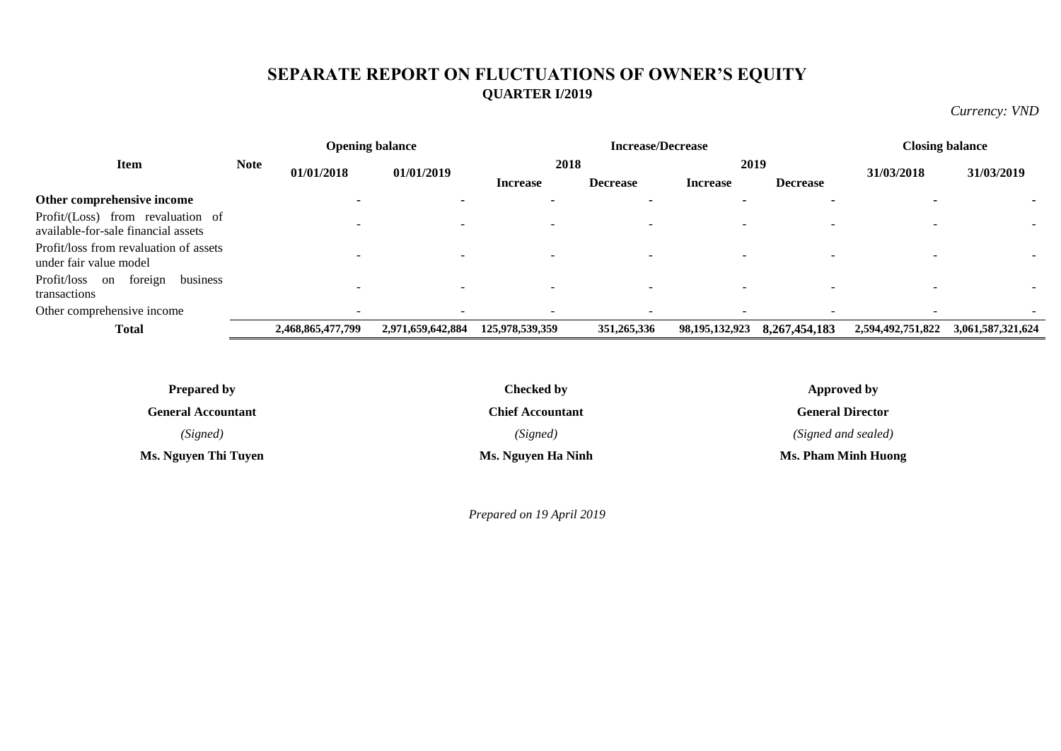# SEPARATE REPORT ON FLUCTUATIONS OF OWNER'S EQUITY

## QUARTER I/2019

*Currency: VND*

| Item | Note | Opening balance | | Increase/Decrease | | | | Closing balance | |
|---|---|---|---|---|---|---|---|---|---|
| | | 01/01/2018 | 01/01/2019 | 2018 | | 2019 | | 31/03/2018 | 31/03/2019 |
| | | | | Increase | Decrease | Increase | Decrease | | |
| **Other comprehensive income** | | - | - | - | - | - | - | - | - |
| Profit/(Loss) from revaluation of available-for-sale financial assets | | - | - | - | - | - | - | - | - |
| Profit/loss from revaluation of assets under fair value model | | - | - | - | - | - | - | - | - |
| Profit/loss on foreign business transactions | | - | - | - | - | - | - | - | - |
| Other comprehensive income | | - | - | - | - | - | - | - | - |
| **Total** | | **2,468,865,477,799** | **2,971,659,642,884** | **125,978,539,359** | **351,265,336** | **98,195,132,923** | **8,267,454,183** | **2,594,492,751,822** | **3,061,587,321,624** |

| Prepared by | Checked by | Approved by |
|---|---|---|
| **General Accountant** | **Chief Accountant** | **General Director** |
| *(Signed)* | *(Signed)* | *(Signed and sealed)* |
| **Ms. Nguyen Thi Tuyen** | **Ms. Nguyen Ha Ninh** | **Ms. Pham Minh Huong** |

*Prepared on 19 April 2019*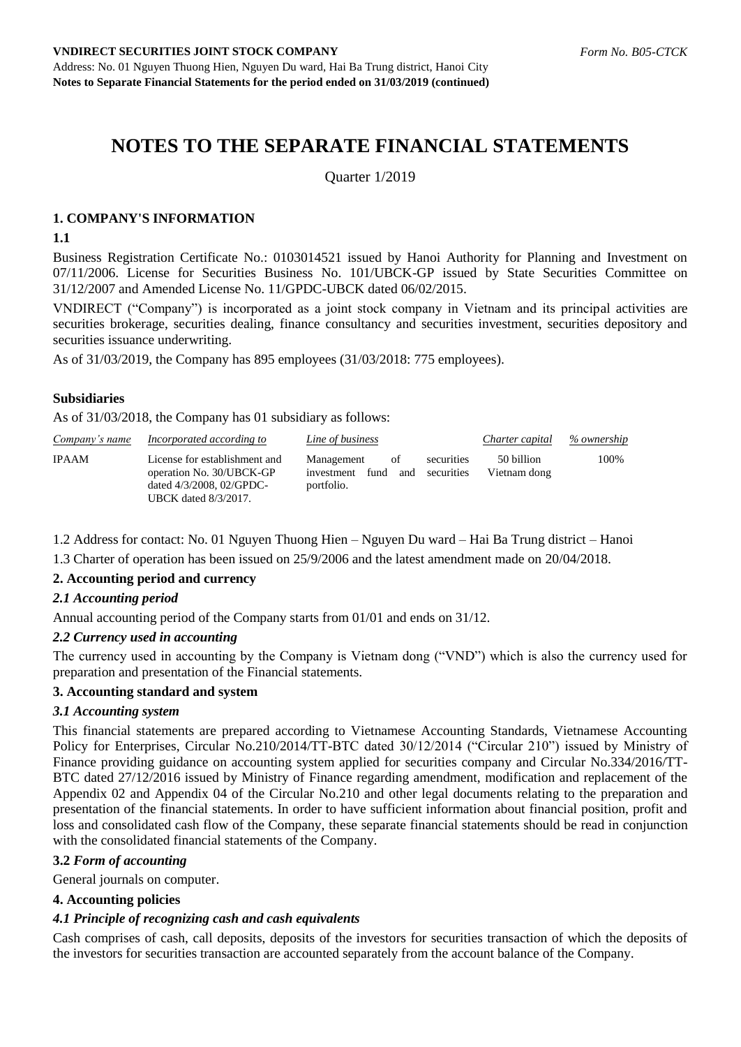# NOTES TO THE SEPARATE FINANCIAL STATEMENTS

Quarter 1/2019

## 1. COMPANY'S INFORMATION

**1.1**

Business Registration Certificate No.: 0103014521 issued by Hanoi Authority for Planning and Investment on 07/11/2006. License for Securities Business No. 101/UBCK-GP issued by State Securities Committee on 31/12/2007 and Amended License No. 11/GPDC-UBCK dated 06/02/2015.

VNDIRECT ("Company") is incorporated as a joint stock company in Vietnam and its principal activities are securities brokerage, securities dealing, finance consultancy and securities investment, securities depository and securities issuance underwriting.

As of 31/03/2019, the Company has 895 employees (31/03/2018: 775 employees).

**Subsidiaries**

As of 31/03/2018, the Company has 01 subsidiary as follows:

| *Company's name* | *Incorporated according to* | *Line of business* | *Charter capital* | *% ownership* |
|---|---|---|---|---|
| IPAAM | License for establishment and operation No. 30/UBCK-GP dated 4/3/2008, 02/GPDC-UBCK dated 8/3/2017. | Management of securities investment fund and securities portfolio. | 50 billion Vietnam dong | 100% |

1.2 Address for contact: No. 01 Nguyen Thuong Hien – Nguyen Du ward – Hai Ba Trung district – Hanoi

1.3 Charter of operation has been issued on 25/9/2006 and the latest amendment made on 20/04/2018.

### 2. Accounting period and currency

#### *2.1 Accounting period*

Annual accounting period of the Company starts from 01/01 and ends on 31/12.

#### *2.2 Currency used in accounting*

The currency used in accounting by the Company is Vietnam dong ("VND") which is also the currency used for preparation and presentation of the Financial statements.

### 3. Accounting standard and system

#### *3.1 Accounting system*

This financial statements are prepared according to Vietnamese Accounting Standards, Vietnamese Accounting Policy for Enterprises, Circular No.210/2014/TT-BTC dated 30/12/2014 ("Circular 210") issued by Ministry of Finance providing guidance on accounting system applied for securities company and Circular No.334/2016/TT-BTC dated 27/12/2016 issued by Ministry of Finance regarding amendment, modification and replacement of the Appendix 02 and Appendix 04 of the Circular No.210 and other legal documents relating to the preparation and presentation of the financial statements. In order to have sufficient information about financial position, profit and loss and consolidated cash flow of the Company, these separate financial statements should be read in conjunction with the consolidated financial statements of the Company.

#### **3.2** *Form of accounting*

General journals on computer.

### 4. Accounting policies

#### *4.1 Principle of recognizing cash and cash equivalents*

Cash comprises of cash, call deposits, deposits of the investors for securities transaction of which the deposits of the investors for securities transaction are accounted separately from the account balance of the Company.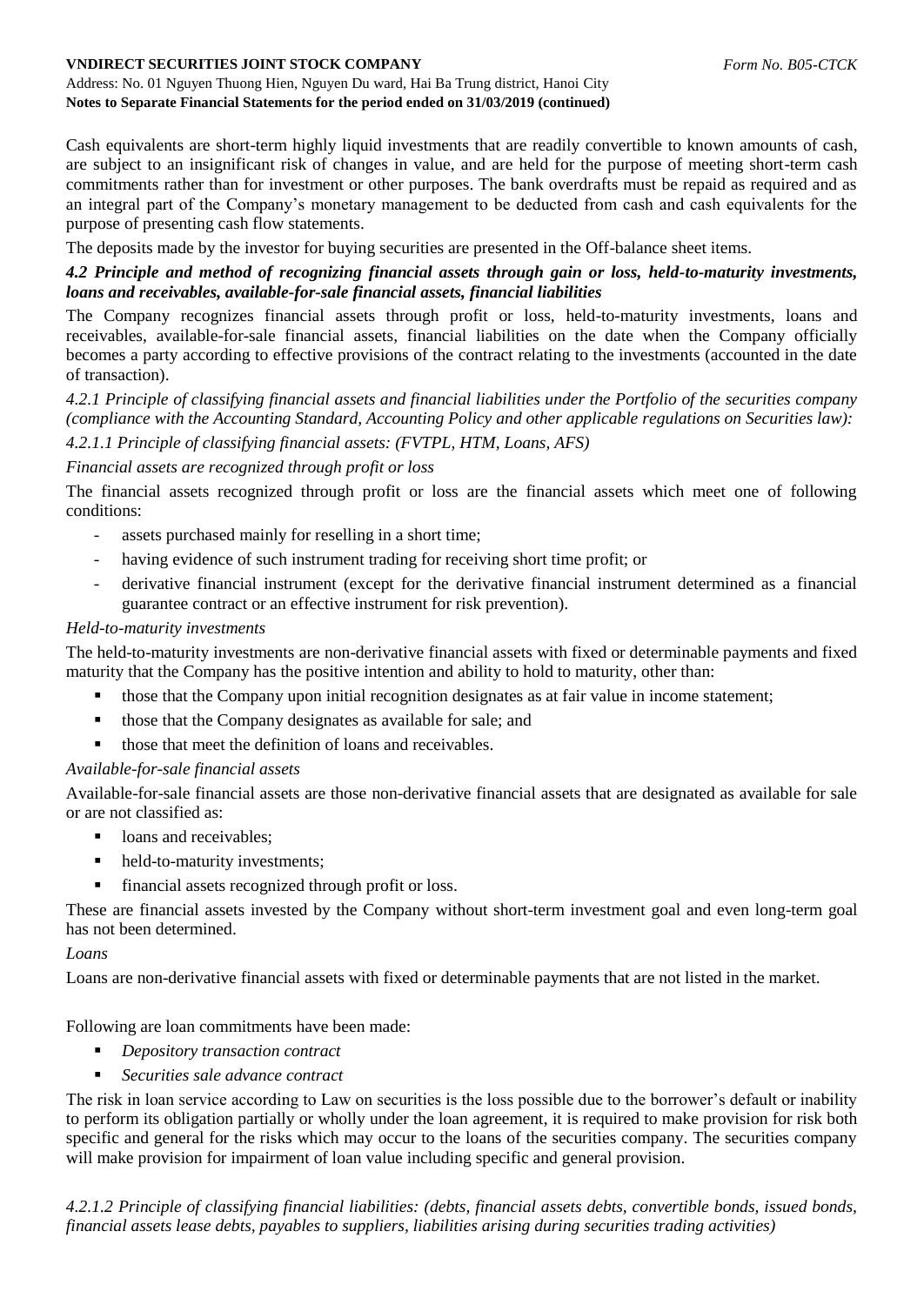Cash equivalents are short-term highly liquid investments that are readily convertible to known amounts of cash, are subject to an insignificant risk of changes in value, and are held for the purpose of meeting short-term cash commitments rather than for investment or other purposes. The bank overdrafts must be repaid as required and as an integral part of the Company's monetary management to be deducted from cash and cash equivalents for the purpose of presenting cash flow statements.

The deposits made by the investor for buying securities are presented in the Off-balance sheet items.

***4.2 Principle and method of recognizing financial assets through gain or loss, held-to-maturity investments, loans and receivables, available-for-sale financial assets, financial liabilities***

The Company recognizes financial assets through profit or loss, held-to-maturity investments, loans and receivables, available-for-sale financial assets, financial liabilities on the date when the Company officially becomes a party according to effective provisions of the contract relating to the investments (accounted in the date of transaction).

*4.2.1 Principle of classifying financial assets and financial liabilities under the Portfolio of the securities company (compliance with the Accounting Standard, Accounting Policy and other applicable regulations on Securities law):*

*4.2.1.1 Principle of classifying financial assets: (FVTPL, HTM, Loans, AFS)*

*Financial assets are recognized through profit or loss*

The financial assets recognized through profit or loss are the financial assets which meet one of following conditions:

- assets purchased mainly for reselling in a short time;
- having evidence of such instrument trading for receiving short time profit; or
- derivative financial instrument (except for the derivative financial instrument determined as a financial guarantee contract or an effective instrument for risk prevention).

*Held-to-maturity investments*

The held-to-maturity investments are non-derivative financial assets with fixed or determinable payments and fixed maturity that the Company has the positive intention and ability to hold to maturity, other than:

- those that the Company upon initial recognition designates as at fair value in income statement;
- those that the Company designates as available for sale; and
- those that meet the definition of loans and receivables.

*Available-for-sale financial assets*

Available-for-sale financial assets are those non-derivative financial assets that are designated as available for sale or are not classified as:

- loans and receivables;
- held-to-maturity investments;
- financial assets recognized through profit or loss.

These are financial assets invested by the Company without short-term investment goal and even long-term goal has not been determined.

*Loans*

Loans are non-derivative financial assets with fixed or determinable payments that are not listed in the market.

Following are loan commitments have been made:

- *Depository transaction contract*
- *Securities sale advance contract*

The risk in loan service according to Law on securities is the loss possible due to the borrower's default or inability to perform its obligation partially or wholly under the loan agreement, it is required to make provision for risk both specific and general for the risks which may occur to the loans of the securities company. The securities company will make provision for impairment of loan value including specific and general provision.

*4.2.1.2 Principle of classifying financial liabilities: (debts, financial assets debts, convertible bonds, issued bonds, financial assets lease debts, payables to suppliers, liabilities arising during securities trading activities)*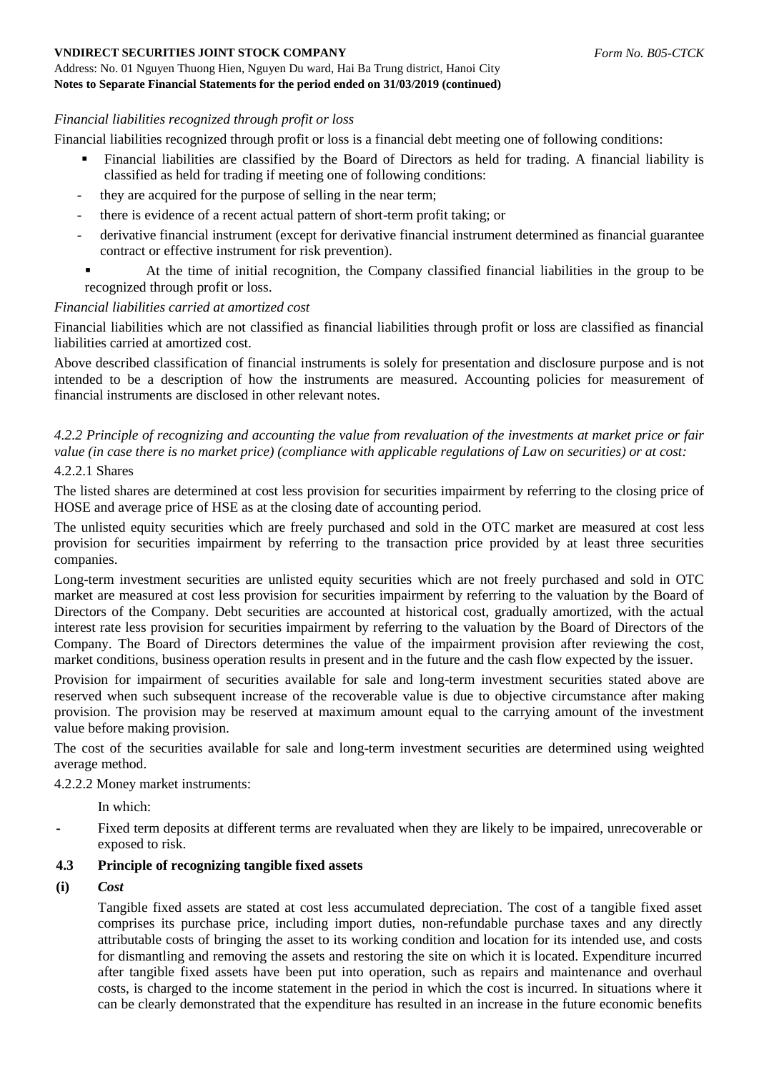*Financial liabilities recognized through profit or loss*

Financial liabilities recognized through profit or loss is a financial debt meeting one of following conditions:

- Financial liabilities are classified by the Board of Directors as held for trading. A financial liability is classified as held for trading if meeting one of following conditions:
  - they are acquired for the purpose of selling in the near term;
  - there is evidence of a recent actual pattern of short-term profit taking; or
  - derivative financial instrument (except for derivative financial instrument determined as financial guarantee contract or effective instrument for risk prevention).
- At the time of initial recognition, the Company classified financial liabilities in the group to be recognized through profit or loss.

*Financial liabilities carried at amortized cost*

Financial liabilities which are not classified as financial liabilities through profit or loss are classified as financial liabilities carried at amortized cost.

Above described classification of financial instruments is solely for presentation and disclosure purpose and is not intended to be a description of how the instruments are measured. Accounting policies for measurement of financial instruments are disclosed in other relevant notes.

*4.2.2 Principle of recognizing and accounting the value from revaluation of the investments at market price or fair value (in case there is no market price) (compliance with applicable regulations of Law on securities) or at cost:*

4.2.2.1 Shares

The listed shares are determined at cost less provision for securities impairment by referring to the closing price of HOSE and average price of HSE as at the closing date of accounting period.

The unlisted equity securities which are freely purchased and sold in the OTC market are measured at cost less provision for securities impairment by referring to the transaction price provided by at least three securities companies.

Long-term investment securities are unlisted equity securities which are not freely purchased and sold in OTC market are measured at cost less provision for securities impairment by referring to the valuation by the Board of Directors of the Company. Debt securities are accounted at historical cost, gradually amortized, with the actual interest rate less provision for securities impairment by referring to the valuation by the Board of Directors of the Company. The Board of Directors determines the value of the impairment provision after reviewing the cost, market conditions, business operation results in present and in the future and the cash flow expected by the issuer.

Provision for impairment of securities available for sale and long-term investment securities stated above are reserved when such subsequent increase of the recoverable value is due to objective circumstance after making provision. The provision may be reserved at maximum amount equal to the carrying amount of the investment value before making provision.

The cost of the securities available for sale and long-term investment securities are determined using weighted average method.

4.2.2.2 Money market instruments:

In which:

- Fixed term deposits at different terms are revaluated when they are likely to be impaired, unrecoverable or exposed to risk.

### 4.3 Principle of recognizing tangible fixed assets

**(i)** ***Cost***

Tangible fixed assets are stated at cost less accumulated depreciation. The cost of a tangible fixed asset comprises its purchase price, including import duties, non-refundable purchase taxes and any directly attributable costs of bringing the asset to its working condition and location for its intended use, and costs for dismantling and removing the assets and restoring the site on which it is located. Expenditure incurred after tangible fixed assets have been put into operation, such as repairs and maintenance and overhaul costs, is charged to the income statement in the period in which the cost is incurred. In situations where it can be clearly demonstrated that the expenditure has resulted in an increase in the future economic benefits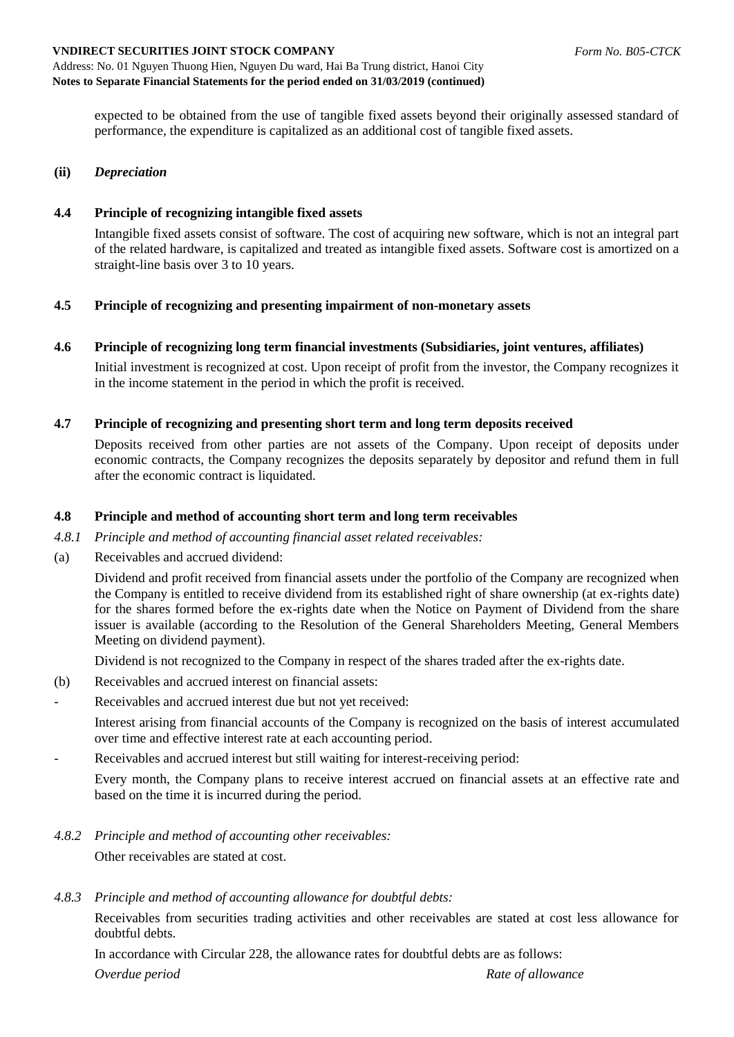expected to be obtained from the use of tangible fixed assets beyond their originally assessed standard of performance, the expenditure is capitalized as an additional cost of tangible fixed assets.

**(ii)** ***Depreciation***

### 4.4 Principle of recognizing intangible fixed assets

Intangible fixed assets consist of software. The cost of acquiring new software, which is not an integral part of the related hardware, is capitalized and treated as intangible fixed assets. Software cost is amortized on a straight-line basis over 3 to 10 years.

### 4.5 Principle of recognizing and presenting impairment of non-monetary assets

### 4.6 Principle of recognizing long term financial investments (Subsidiaries, joint ventures, affiliates)

Initial investment is recognized at cost. Upon receipt of profit from the investor, the Company recognizes it in the income statement in the period in which the profit is received.

### 4.7 Principle of recognizing and presenting short term and long term deposits received

Deposits received from other parties are not assets of the Company. Upon receipt of deposits under economic contracts, the Company recognizes the deposits separately by depositor and refund them in full after the economic contract is liquidated.

### 4.8 Principle and method of accounting short term and long term receivables

*4.8.1 Principle and method of accounting financial asset related receivables:*

(a) Receivables and accrued dividend:

Dividend and profit received from financial assets under the portfolio of the Company are recognized when the Company is entitled to receive dividend from its established right of share ownership (at ex-rights date) for the shares formed before the ex-rights date when the Notice on Payment of Dividend from the share issuer is available (according to the Resolution of the General Shareholders Meeting, General Members Meeting on dividend payment).

Dividend is not recognized to the Company in respect of the shares traded after the ex-rights date.

(b) Receivables and accrued interest on financial assets:

- Receivables and accrued interest due but not yet received:

  Interest arising from financial accounts of the Company is recognized on the basis of interest accumulated over time and effective interest rate at each accounting period.

- Receivables and accrued interest but still waiting for interest-receiving period:

  Every month, the Company plans to receive interest accrued on financial assets at an effective rate and based on the time it is incurred during the period.

*4.8.2 Principle and method of accounting other receivables:*

Other receivables are stated at cost.

*4.8.3 Principle and method of accounting allowance for doubtful debts:*

Receivables from securities trading activities and other receivables are stated at cost less allowance for doubtful debts.

In accordance with Circular 228, the allowance rates for doubtful debts are as follows:

| *Overdue period* | *Rate of allowance* |
|---|---|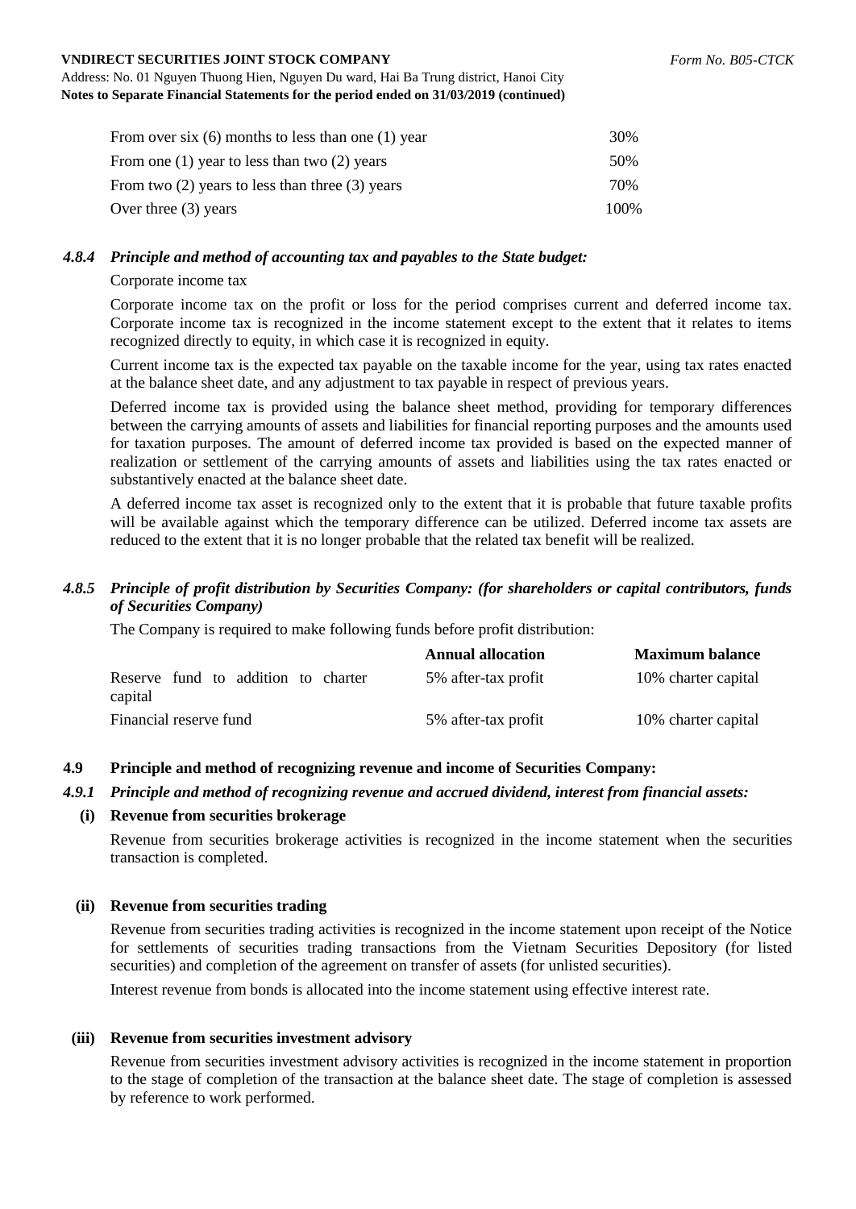| | |
|---|---|
| From over six (6) months to less than one (1) year | 30% |
| From one (1) year to less than two (2) years | 50% |
| From two (2) years to less than three (3) years | 70% |
| Over three (3) years | 100% |

#### *4.8.4 Principle and method of accounting tax and payables to the State budget:*

Corporate income tax

Corporate income tax on the profit or loss for the period comprises current and deferred income tax. Corporate income tax is recognized in the income statement except to the extent that it relates to items recognized directly to equity, in which case it is recognized in equity.

Current income tax is the expected tax payable on the taxable income for the year, using tax rates enacted at the balance sheet date, and any adjustment to tax payable in respect of previous years.

Deferred income tax is provided using the balance sheet method, providing for temporary differences between the carrying amounts of assets and liabilities for financial reporting purposes and the amounts used for taxation purposes. The amount of deferred income tax provided is based on the expected manner of realization or settlement of the carrying amounts of assets and liabilities using the tax rates enacted or substantively enacted at the balance sheet date.

A deferred income tax asset is recognized only to the extent that it is probable that future taxable profits will be available against which the temporary difference can be utilized. Deferred income tax assets are reduced to the extent that it is no longer probable that the related tax benefit will be realized.

#### *4.8.5 Principle of profit distribution by Securities Company: (for shareholders or capital contributors, funds of Securities Company)*

The Company is required to make following funds before profit distribution:

| | Annual allocation | Maximum balance |
|---|---|---|
| Reserve fund to addition to charter capital | 5% after-tax profit | 10% charter capital |
| Financial reserve fund | 5% after-tax profit | 10% charter capital |

### 4.9 Principle and method of recognizing revenue and income of Securities Company:

#### *4.9.1 Principle and method of recognizing revenue and accrued dividend, interest from financial assets:*

**(i) Revenue from securities brokerage**

Revenue from securities brokerage activities is recognized in the income statement when the securities transaction is completed.

**(ii) Revenue from securities trading**

Revenue from securities trading activities is recognized in the income statement upon receipt of the Notice for settlements of securities trading transactions from the Vietnam Securities Depository (for listed securities) and completion of the agreement on transfer of assets (for unlisted securities).

Interest revenue from bonds is allocated into the income statement using effective interest rate.

**(iii) Revenue from securities investment advisory**

Revenue from securities investment advisory activities is recognized in the income statement in proportion to the stage of completion of the transaction at the balance sheet date. The stage of completion is assessed by reference to work performed.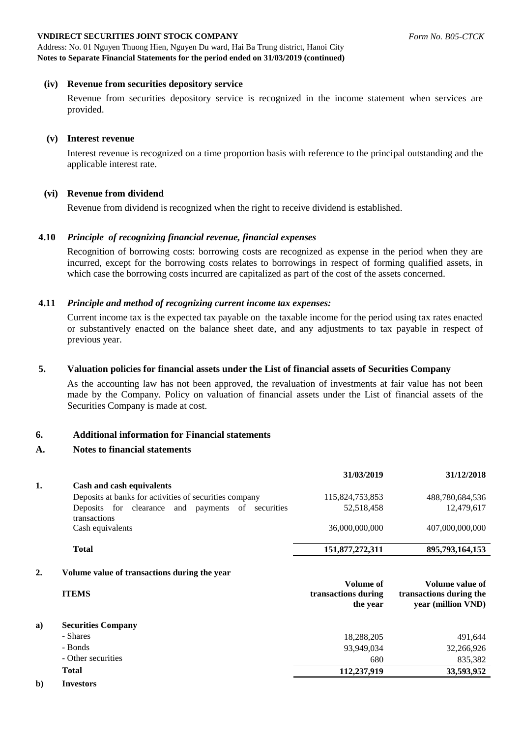#### (iv) Revenue from securities depository service

Revenue from securities depository service is recognized in the income statement when services are provided.

#### (v) Interest revenue

Interest revenue is recognized on a time proportion basis with reference to the principal outstanding and the applicable interest rate.

#### (vi) Revenue from dividend

Revenue from dividend is recognized when the right to receive dividend is established.

### 4.10 *Principle of recognizing financial revenue, financial expenses*

Recognition of borrowing costs: borrowing costs are recognized as expense in the period when they are incurred, except for the borrowing costs relates to borrowings in respect of forming qualified assets, in which case the borrowing costs incurred are capitalized as part of the cost of the assets concerned.

### 4.11 *Principle and method of recognizing current income tax expenses:*

Current income tax is the expected tax payable on the taxable income for the period using tax rates enacted or substantively enacted on the balance sheet date, and any adjustments to tax payable in respect of previous year.

## 5. Valuation policies for financial assets under the List of financial assets of Securities Company

As the accounting law has not been approved, the revaluation of investments at fair value has not been made by the Company. Policy on valuation of financial assets under the List of financial assets of the Securities Company is made at cost.

## 6. Additional information for Financial statements

## A. Notes to financial statements

| | | 31/03/2019 | 31/12/2018 |
|---|---|---|---|
| **1.** | **Cash and cash equivalents** | | |
| | Deposits at banks for activities of securities company | 115,824,753,853 | 488,780,684,536 |
| | Deposits for clearance and payments of securities transactions | 52,518,458 | 12,479,617 |
| | Cash equivalents | 36,000,000,000 | 407,000,000,000 |
| | **Total** | **151,877,272,311** | **895,793,164,153** |

**2. Volume value of transactions during the year**

| | ITEMS | Volume of transactions during the year | Volume value of transactions during the year (million VND) |
|---|---|---|---|
| **a)** | **Securities Company** | | |
| | - Shares | 18,288,205 | 491,644 |
| | - Bonds | 93,949,034 | 32,266,926 |
| | - Other securities | 680 | 835,382 |
| | **Total** | **112,237,919** | **33,593,952** |
| **b)** | **Investors** | | |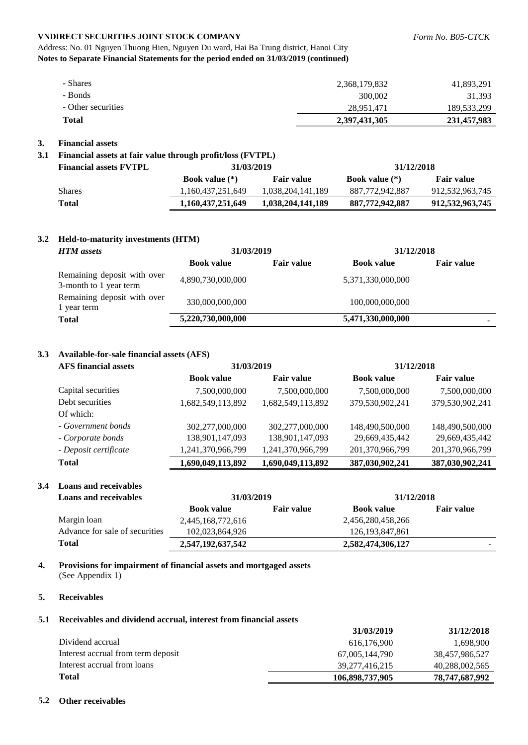| | | |
|---|---|---|
| - Shares | 2,368,179,832 | 41,893,291 |
| - Bonds | 300,002 | 31,393 |
| - Other securities | 28,951,471 | 189,533,299 |
| **Total** | **2,397,431,305** | **231,457,983** |

## 3. Financial assets

### 3.1 Financial assets at fair value through profit/loss (FVTPL)

| **Financial assets FVTPL** | **31/03/2019** | | **31/12/2018** | |
|---|---|---|---|---|
| | **Book value (*)** | **Fair value** | **Book value (*)** | **Fair value** |
| Shares | 1,160,437,251,649 | 1,038,204,141,189 | 887,772,942,887 | 912,532,963,745 |
| **Total** | **1,160,437,251,649** | **1,038,204,141,189** | **887,772,942,887** | **912,532,963,745** |

### 3.2 Held-to-maturity investments (HTM)

| ***HTM assets*** | **31/03/2019** | | **31/12/2018** | |
|---|---|---|---|---|
| | **Book value** | **Fair value** | **Book value** | **Fair value** |
| Remaining deposit with over 3-month to 1 year term | 4,890,730,000,000 | | 5,371,330,000,000 | |
| Remaining deposit with over 1 year term | 330,000,000,000 | | 100,000,000,000 | |
| **Total** | **5,220,730,000,000** | | **5,471,330,000,000** | **-** |

### 3.3 Available-for-sale financial assets (AFS)

| **AFS financial assets** | **31/03/2019** | | **31/12/2018** | |
|---|---|---|---|---|
| | **Book value** | **Fair value** | **Book value** | **Fair value** |
| Capital securities | 7,500,000,000 | 7,500,000,000 | 7,500,000,000 | 7,500,000,000 |
| Debt securities | 1,682,549,113,892 | 1,682,549,113,892 | 379,530,902,241 | 379,530,902,241 |
| Of which: | | | | |
| *- Government bonds* | 302,277,000,000 | 302,277,000,000 | 148,490,500,000 | 148,490,500,000 |
| *- Corporate bonds* | 138,901,147,093 | 138,901,147,093 | 29,669,435,442 | 29,669,435,442 |
| *- Deposit certificate* | 1,241,370,966,799 | 1,241,370,966,799 | 201,370,966,799 | 201,370,966,799 |
| **Total** | **1,690,049,113,892** | **1,690,049,113,892** | **387,030,902,241** | **387,030,902,241** |

### 3.4 Loans and receivables

| **Loans and receivables** | **31/03/2019** | | **31/12/2018** | |
|---|---|---|---|---|
| | **Book value** | **Fair value** | **Book value** | **Fair value** |
| Margin loan | 2,445,168,772,616 | | 2,456,280,458,266 | |
| Advance for sale of securities | 102,023,864,926 | | 126,193,847,861 | |
| **Total** | **2,547,192,637,542** | | **2,582,474,306,127** | **-** |

## 4. Provisions for impairment of financial assets and mortgaged assets

(See Appendix 1)

## 5. Receivables

### 5.1 Receivables and dividend accrual, interest from financial assets

| | **31/03/2019** | **31/12/2018** |
|---|---|---|
| Dividend accrual | 616,176,900 | 1,698,900 |
| Interest accrual from term deposit | 67,005,144,790 | 38,457,986,527 |
| Interest accrual from loans | 39,277,416,215 | 40,288,002,565 |
| **Total** | **106,898,737,905** | **78,747,687,992** |

### 5.2 Other receivables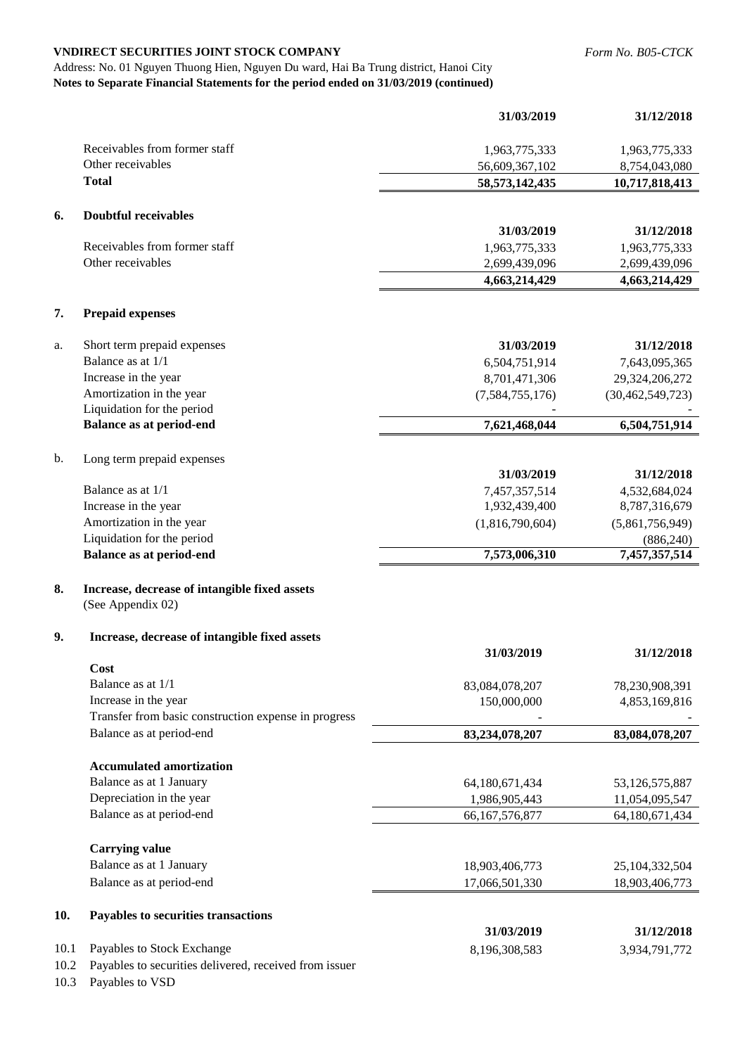| | 31/03/2019 | 31/12/2018 |
|---|---|---|
| Receivables from former staff | 1,963,775,333 | 1,963,775,333 |
| Other receivables | 56,609,367,102 | 8,754,043,080 |
| **Total** | **58,573,142,435** | **10,717,818,413** |

## 6. Doubtful receivables

| | 31/03/2019 | 31/12/2018 |
|---|---|---|
| Receivables from former staff | 1,963,775,333 | 1,963,775,333 |
| Other receivables | 2,699,439,096 | 2,699,439,096 |
| | **4,663,214,429** | **4,663,214,429** |

## 7. Prepaid expenses

a. Short term prepaid expenses

| | 31/03/2019 | 31/12/2018 |
|---|---|---|
| Balance as at 1/1 | 6,504,751,914 | 7,643,095,365 |
| Increase in the year | 8,701,471,306 | 29,324,206,272 |
| Amortization in the year | (7,584,755,176) | (30,462,549,723) |
| Liquidation for the period | - | - |
| **Balance as at period-end** | **7,621,468,044** | **6,504,751,914** |

b. Long term prepaid expenses

| | 31/03/2019 | 31/12/2018 |
|---|---|---|
| Balance as at 1/1 | 7,457,357,514 | 4,532,684,024 |
| Increase in the year | 1,932,439,400 | 8,787,316,679 |
| Amortization in the year | (1,816,790,604) | (5,861,756,949) |
| Liquidation for the period | | (886,240) |
| **Balance as at period-end** | **7,573,006,310** | **7,457,357,514** |

## 8. Increase, decrease of intangible fixed assets

(See Appendix 02)

## 9. Increase, decrease of intangible fixed assets

| | 31/03/2019 | 31/12/2018 |
|---|---|---|
| **Cost** | | |
| Balance as at 1/1 | 83,084,078,207 | 78,230,908,391 |
| Increase in the year | 150,000,000 | 4,853,169,816 |
| Transfer from basic construction expense in progress | - | - |
| Balance as at period-end | **83,234,078,207** | **83,084,078,207** |
| **Accumulated amortization** | | |
| Balance as at 1 January | 64,180,671,434 | 53,126,575,887 |
| Depreciation in the year | 1,986,905,443 | 11,054,095,547 |
| Balance as at period-end | 66,167,576,877 | 64,180,671,434 |
| **Carrying value** | | |
| Balance as at 1 January | 18,903,406,773 | 25,104,332,504 |
| Balance as at period-end | 17,066,501,330 | 18,903,406,773 |

## 10. Payables to securities transactions

| | | 31/03/2019 | 31/12/2018 |
|---|---|---|---|
| 10.1 | Payables to Stock Exchange | 8,196,308,583 | 3,934,791,772 |
| 10.2 | Payables to securities delivered, received from issuer | | |
| 10.3 | Payables to VSD | | |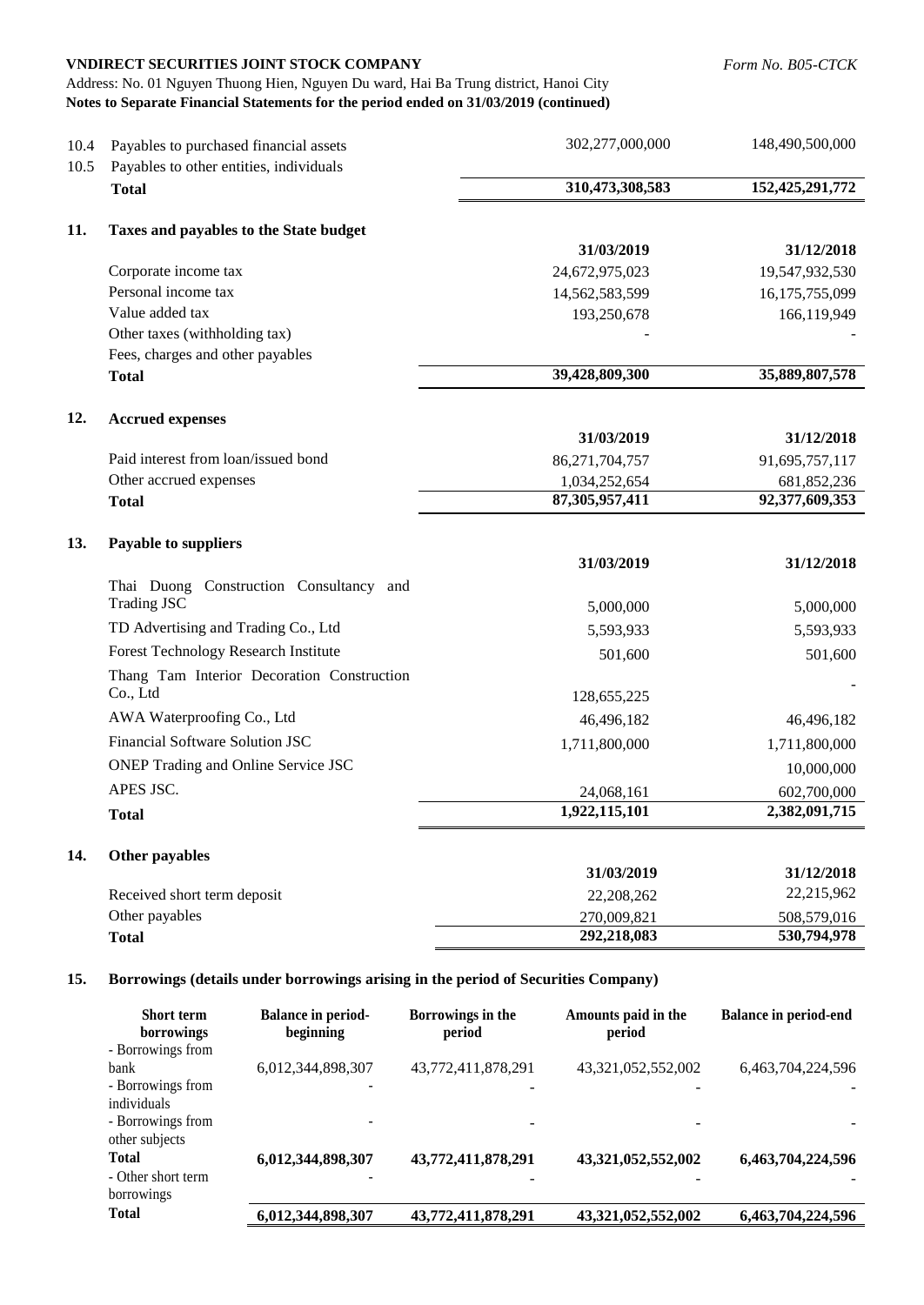| | | | |
|---|---|---|---|
| 10.4 | Payables to purchased financial assets | 302,277,000,000 | 148,490,500,000 |
| 10.5 | Payables to other entities, individuals | | |
| | **Total** | **310,473,308,583** | **152,425,291,772** |

## 11. Taxes and payables to the State budget

| | 31/03/2019 | 31/12/2018 |
|---|---|---|
| Corporate income tax | 24,672,975,023 | 19,547,932,530 |
| Personal income tax | 14,562,583,599 | 16,175,755,099 |
| Value added tax | 193,250,678 | 166,119,949 |
| Other taxes (withholding tax) | - | - |
| Fees, charges and other payables | | |
| **Total** | **39,428,809,300** | **35,889,807,578** |

## 12. Accrued expenses

| | 31/03/2019 | 31/12/2018 |
|---|---|---|
| Paid interest from loan/issued bond | 86,271,704,757 | 91,695,757,117 |
| Other accrued expenses | 1,034,252,654 | 681,852,236 |
| **Total** | **87,305,957,411** | **92,377,609,353** |

## 13. Payable to suppliers

| | 31/03/2019 | 31/12/2018 |
|---|---|---|
| Thai Duong Construction Consultancy and Trading JSC | 5,000,000 | 5,000,000 |
| TD Advertising and Trading Co., Ltd | 5,593,933 | 5,593,933 |
| Forest Technology Research Institute | 501,600 | 501,600 |
| Thang Tam Interior Decoration Construction Co., Ltd | 128,655,225 | - |
| AWA Waterproofing Co., Ltd | 46,496,182 | 46,496,182 |
| Financial Software Solution JSC | 1,711,800,000 | 1,711,800,000 |
| ONEP Trading and Online Service JSC | | 10,000,000 |
| APES JSC. | 24,068,161 | 602,700,000 |
| **Total** | **1,922,115,101** | **2,382,091,715** |

## 14. Other payables

| | 31/03/2019 | 31/12/2018 |
|---|---|---|
| Received short term deposit | 22,208,262 | 22,215,962 |
| Other payables | 270,009,821 | 508,579,016 |
| **Total** | **292,218,083** | **530,794,978** |

## 15. Borrowings (details under borrowings arising in the period of Securities Company)

| Short term borrowings | Balance in period-beginning | Borrowings in the period | Amounts paid in the period | Balance in period-end |
|---|---|---|---|---|
| - Borrowings from bank | 6,012,344,898,307 | 43,772,411,878,291 | 43,321,052,552,002 | 6,463,704,224,596 |
| - Borrowings from individuals | - | - | - | - |
| - Borrowings from other subjects | - | - | - | - |
| **Total** | **6,012,344,898,307** | **43,772,411,878,291** | **43,321,052,552,002** | **6,463,704,224,596** |
| - Other short term borrowings | - | - | - | - |
| **Total** | **6,012,344,898,307** | **43,772,411,878,291** | **43,321,052,552,002** | **6,463,704,224,596** |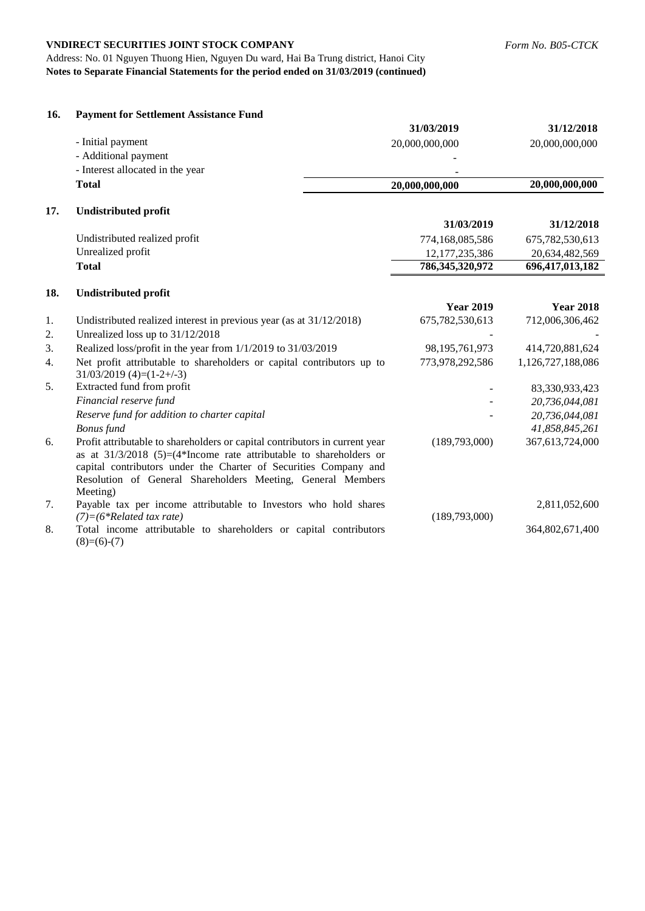**VNDIRECT SECURITIES JOINT STOCK COMPANY**

*Form No. B05-CTCK*

Address: No. 01 Nguyen Thuong Hien, Nguyen Du ward, Hai Ba Trung district, Hanoi City

**Notes to Separate Financial Statements for the period ended on 31/03/2019 (continued)**

## 16. Payment for Settlement Assistance Fund

| | 31/03/2019 | 31/12/2018 |
|---|---|---|
| - Initial payment | 20,000,000,000 | 20,000,000,000 |
| - Additional payment | - | |
| - Interest allocated in the year | - | |
| **Total** | **20,000,000,000** | **20,000,000,000** |

## 17. Undistributed profit

| | 31/03/2019 | 31/12/2018 |
|---|---|---|
| Undistributed realized profit | 774,168,085,586 | 675,782,530,613 |
| Unrealized profit | 12,177,235,386 | 20,634,482,569 |
| **Total** | **786,345,320,972** | **696,417,013,182** |

## 18. Undistributed profit

| | | Year 2019 | Year 2018 |
|---|---|---|---|
| 1. | Undistributed realized interest in previous year (as at 31/12/2018) | 675,782,530,613 | 712,006,306,462 |
| 2. | Unrealized loss up to 31/12/2018 | - | - |
| 3. | Realized loss/profit in the year from 1/1/2019 to 31/03/2019 | 98,195,761,973 | 414,720,881,624 |
| 4. | Net profit attributable to shareholders or capital contributors up to 31/03/2019 (4)=(1-2+/-3) | 773,978,292,586 | 1,126,727,188,086 |
| 5. | Extracted fund from profit | - | 83,330,933,423 |
| | *Financial reserve fund* | - | *20,736,044,081* |
| | *Reserve fund for addition to charter capital* | - | *20,736,044,081* |
| | *Bonus fund* | | *41,858,845,261* |
| 6. | Profit attributable to shareholders or capital contributors in current year as at 31/3/2018 (5)=(4*Income rate attributable to shareholders or capital contributors under the Charter of Securities Company and Resolution of General Shareholders Meeting, General Members Meeting) | (189,793,000) | 367,613,724,000 |
| 7. | Payable tax per income attributable to Investors who hold shares *(7)=(6*Related tax rate)* | (189,793,000) | 2,811,052,600 |
| 8. | Total income attributable to shareholders or capital contributors (8)=(6)-(7) | | 364,802,671,400 |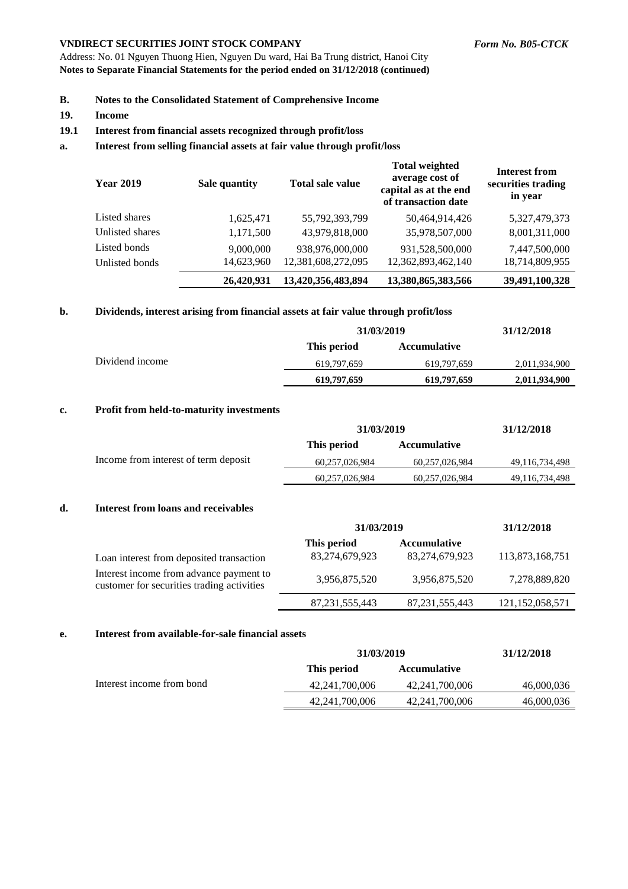### B. Notes to the Consolidated Statement of Comprehensive Income

### 19. Income

### 19.1 Interest from financial assets recognized through profit/loss

#### a. Interest from selling financial assets at fair value through profit/loss

| Year 2019 | Sale quantity | Total sale value | Total weighted average cost of capital as at the end of transaction date | Interest from securities trading in year |
|---|---|---|---|---|
| Listed shares | 1,625,471 | 55,792,393,799 | 50,464,914,426 | 5,327,479,373 |
| Unlisted shares | 1,171,500 | 43,979,818,000 | 35,978,507,000 | 8,001,311,000 |
| Listed bonds | 9,000,000 | 938,976,000,000 | 931,528,500,000 | 7,447,500,000 |
| Unlisted bonds | 14,623,960 | 12,381,608,272,095 | 12,362,893,462,140 | 18,714,809,955 |
| | **26,420,931** | **13,420,356,483,894** | **13,380,865,383,566** | **39,491,100,328** |

#### b. Dividends, interest arising from financial assets at fair value through profit/loss

| | 31/03/2019 | | 31/12/2018 |
|---|---|---|---|
| | This period | Accumulative | |
| Dividend income | 619,797,659 | 619,797,659 | 2,011,934,900 |
| | **619,797,659** | **619,797,659** | **2,011,934,900** |

#### c. Profit from held-to-maturity investments

| | 31/03/2019 | | 31/12/2018 |
|---|---|---|---|
| | This period | Accumulative | |
| Income from interest of term deposit | 60,257,026,984 | 60,257,026,984 | 49,116,734,498 |
| | 60,257,026,984 | 60,257,026,984 | 49,116,734,498 |

#### d. Interest from loans and receivables

| | 31/03/2019 | | 31/12/2018 |
|---|---|---|---|
| | This period | Accumulative | |
| Loan interest from deposited transaction | 83,274,679,923 | 83,274,679,923 | 113,873,168,751 |
| Interest income from advance payment to customer for securities trading activities | 3,956,875,520 | 3,956,875,520 | 7,278,889,820 |
| | 87,231,555,443 | 87,231,555,443 | 121,152,058,571 |

#### e. Interest from available-for-sale financial assets

| | 31/03/2019 | | 31/12/2018 |
|---|---|---|---|
| | This period | Accumulative | |
| Interest income from bond | 42,241,700,006 | 42,241,700,006 | 46,000,036 |
| | 42,241,700,006 | 42,241,700,006 | 46,000,036 |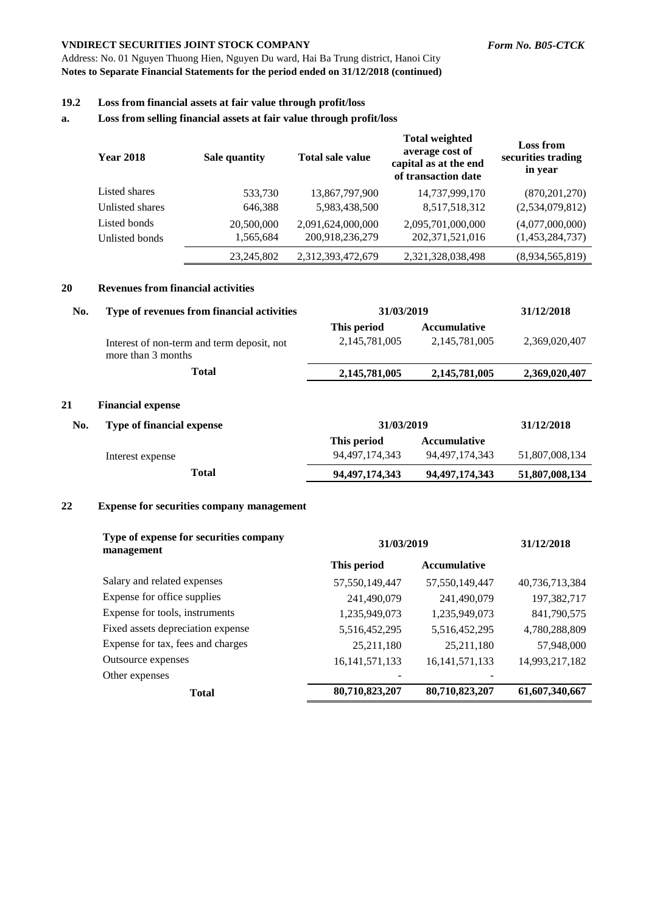**VNDIRECT SECURITIES JOINT STOCK COMPANY** *Form No. B05-CTCK*

Address: No. 01 Nguyen Thuong Hien, Nguyen Du ward, Hai Ba Trung district, Hanoi City

**Notes to Separate Financial Statements for the period ended on 31/12/2018 (continued)**

## 19.2 Loss from financial assets at fair value through profit/loss

### a. Loss from selling financial assets at fair value through profit/loss

| Year 2018 | Sale quantity | Total sale value | Total weighted average cost of capital as at the end of transaction date | Loss from securities trading in year |
|---|---|---|---|---|
| Listed shares | 533,730 | 13,867,797,900 | 14,737,999,170 | (870,201,270) |
| Unlisted shares | 646,388 | 5,983,438,500 | 8,517,518,312 | (2,534,079,812) |
| Listed bonds | 20,500,000 | 2,091,624,000,000 | 2,095,701,000,000 | (4,077,000,000) |
| Unlisted bonds | 1,565,684 | 200,918,236,279 | 202,371,521,016 | (1,453,284,737) |
| | 23,245,802 | 2,312,393,472,679 | 2,321,328,038,498 | (8,934,565,819) |

## 20 Revenues from financial activities

| No. | Type of revenues from financial activities | 31/03/2019 | | 31/12/2018 |
|---|---|---|---|---|
| | | This period | Accumulative | |
| | Interest of non-term and term deposit, not more than 3 months | 2,145,781,005 | 2,145,781,005 | 2,369,020,407 |
| | **Total** | **2,145,781,005** | **2,145,781,005** | **2,369,020,407** |

## 21 Financial expense

| No. | Type of financial expense | 31/03/2019 | | 31/12/2018 |
|---|---|---|---|---|
| | | This period | Accumulative | |
| | Interest expense | 94,497,174,343 | 94,497,174,343 | 51,807,008,134 |
| | **Total** | **94,497,174,343** | **94,497,174,343** | **51,807,008,134** |

## 22 Expense for securities company management

| Type of expense for securities company management | 31/03/2019 | | 31/12/2018 |
|---|---|---|---|
| | This period | Accumulative | |
| Salary and related expenses | 57,550,149,447 | 57,550,149,447 | 40,736,713,384 |
| Expense for office supplies | 241,490,079 | 241,490,079 | 197,382,717 |
| Expense for tools, instruments | 1,235,949,073 | 1,235,949,073 | 841,790,575 |
| Fixed assets depreciation expense | 5,516,452,295 | 5,516,452,295 | 4,780,288,809 |
| Expense for tax, fees and charges | 25,211,180 | 25,211,180 | 57,948,000 |
| Outsource expenses | 16,141,571,133 | 16,141,571,133 | 14,993,217,182 |
| Other expenses | - | - | |
| **Total** | **80,710,823,207** | **80,710,823,207** | **61,607,340,667** |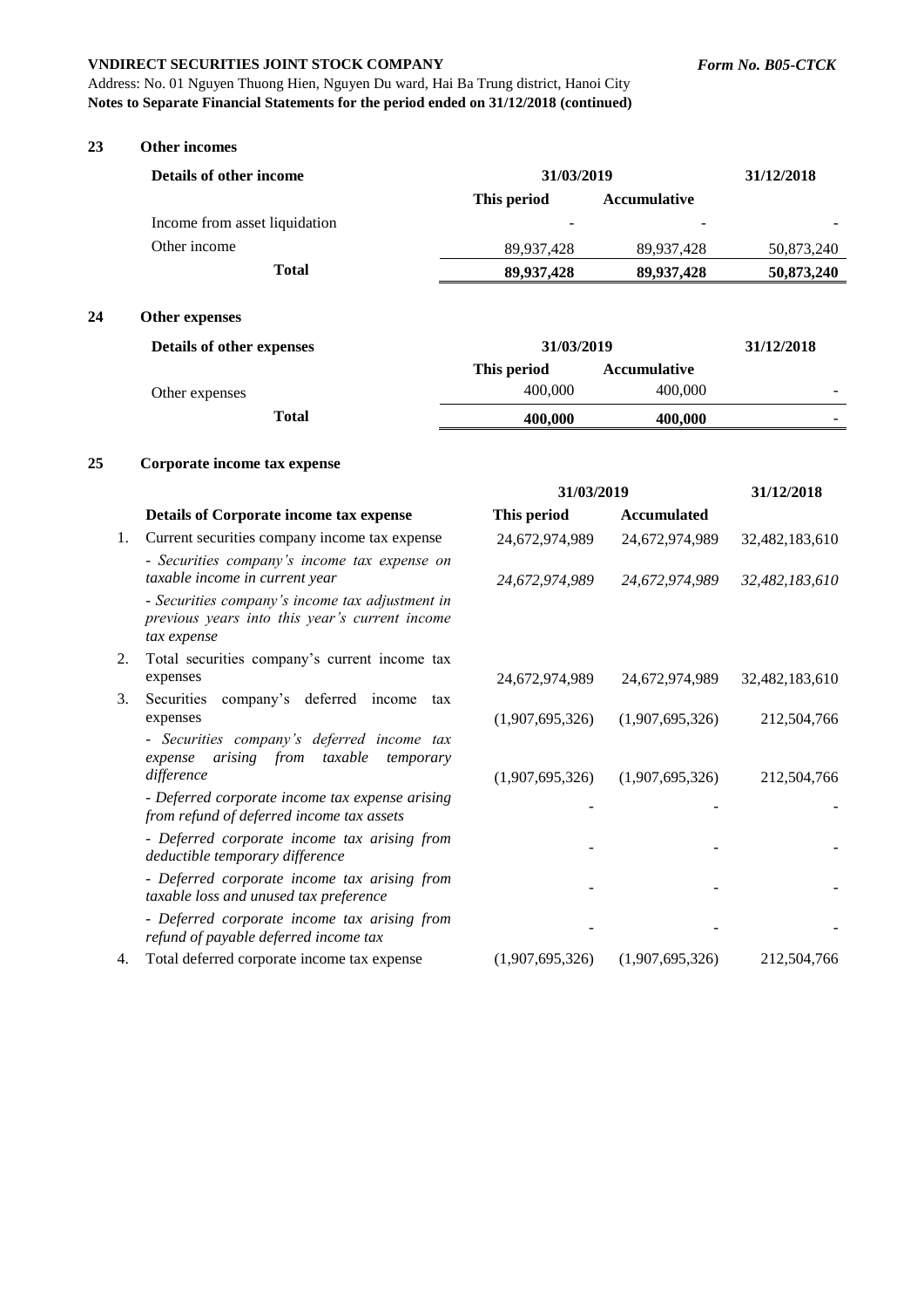## 23 Other incomes

| Details of other income | 31/03/2019 | | 31/12/2018 |
|---|---|---|---|
| | This period | Accumulative | |
| Income from asset liquidation | - | - | - |
| Other income | 89,937,428 | 89,937,428 | 50,873,240 |
| **Total** | **89,937,428** | **89,937,428** | **50,873,240** |

## 24 Other expenses

| Details of other expenses | 31/03/2019 | | 31/12/2018 |
|---|---|---|---|
| | This period | Accumulative | |
| Other expenses | 400,000 | 400,000 | - |
| **Total** | **400,000** | **400,000** | - |

## 25 Corporate income tax expense

| | | 31/03/2019 | | 31/12/2018 |
|---|---|---|---|---|
| | **Details of Corporate income tax expense** | **This period** | **Accumulated** | |
| 1. | Current securities company income tax expense | 24,672,974,989 | 24,672,974,989 | 32,482,183,610 |
| | *- Securities company's income tax expense on taxable income in current year* | *24,672,974,989* | *24,672,974,989* | *32,482,183,610* |
| | *- Securities company's income tax adjustment in previous years into this year's current income tax expense* | | | |
| 2. | Total securities company's current income tax expenses | 24,672,974,989 | 24,672,974,989 | 32,482,183,610 |
| 3. | Securities company's deferred income tax expenses | (1,907,695,326) | (1,907,695,326) | 212,504,766 |
| | *- Securities company's deferred income tax expense arising from taxable temporary difference* | (1,907,695,326) | (1,907,695,326) | 212,504,766 |
| | *- Deferred corporate income tax expense arising from refund of deferred income tax assets* | - | - | - |
| | *- Deferred corporate income tax arising from deductible temporary difference* | - | - | - |
| | *- Deferred corporate income tax arising from taxable loss and unused tax preference* | - | - | - |
| | *- Deferred corporate income tax arising from refund of payable deferred income tax* | - | - | - |
| 4. | Total deferred corporate income tax expense | (1,907,695,326) | (1,907,695,326) | 212,504,766 |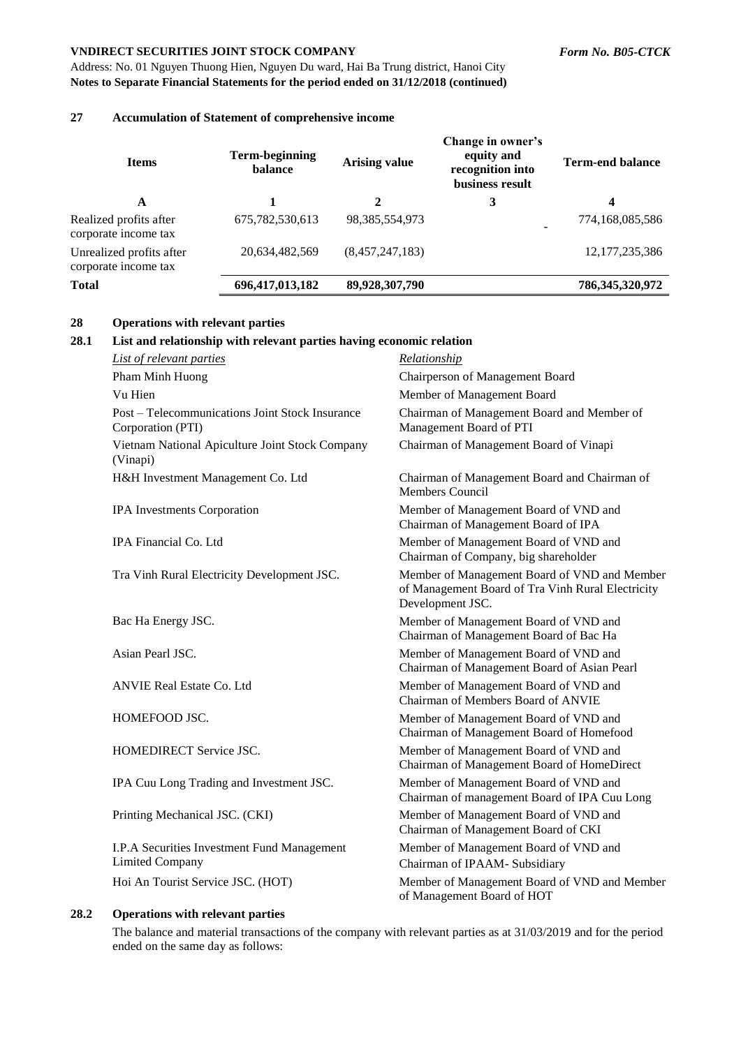## 27 Accumulation of Statement of comprehensive income

| Items | Term-beginning balance | Arising value | Change in owner's equity and recognition into business result | Term-end balance |
|---|---|---|---|---|
| A | 1 | 2 | 3 | 4 |
| Realized profits after corporate income tax | 675,782,530,613 | 98,385,554,973 | - | 774,168,085,586 |
| Unrealized profits after corporate income tax | 20,634,482,569 | (8,457,247,183) | | 12,177,235,386 |
| **Total** | **696,417,013,182** | **89,928,307,790** | | **786,345,320,972** |

## 28 Operations with relevant parties

### 28.1 List and relationship with relevant parties having economic relation

| *List of relevant parties* | *Relationship* |
|---|---|
| Pham Minh Huong | Chairperson of Management Board |
| Vu Hien | Member of Management Board |
| Post – Telecommunications Joint Stock Insurance Corporation (PTI) | Chairman of Management Board and Member of Management Board of PTI |
| Vietnam National Apiculture Joint Stock Company (Vinapi) | Chairman of Management Board of Vinapi |
| H&H Investment Management Co. Ltd | Chairman of Management Board and Chairman of Members Council |
| IPA Investments Corporation | Member of Management Board of VND and Chairman of Management Board of IPA |
| IPA Financial Co. Ltd | Member of Management Board of VND and Chairman of Company, big shareholder |
| Tra Vinh Rural Electricity Development JSC. | Member of Management Board of VND and Member of Management Board of Tra Vinh Rural Electricity Development JSC. |
| Bac Ha Energy JSC. | Member of Management Board of VND and Chairman of Management Board of Bac Ha |
| Asian Pearl JSC. | Member of Management Board of VND and Chairman of Management Board of Asian Pearl |
| ANVIE Real Estate Co. Ltd | Member of Management Board of VND and Chairman of Members Board of ANVIE |
| HOMEFOOD JSC. | Member of Management Board of VND and Chairman of Management Board of Homefood |
| HOMEDIRECT Service JSC. | Member of Management Board of VND and Chairman of Management Board of HomeDirect |
| IPA Cuu Long Trading and Investment JSC. | Member of Management Board of VND and Chairman of management Board of IPA Cuu Long |
| Printing Mechanical JSC. (CKI) | Member of Management Board of VND and Chairman of Management Board of CKI |
| I.P.A Securities Investment Fund Management Limited Company | Member of Management Board of VND and Chairman of IPAAM- Subsidiary |
| Hoi An Tourist Service JSC. (HOT) | Member of Management Board of VND and Member of Management Board of HOT |

### 28.2 Operations with relevant parties

The balance and material transactions of the company with relevant parties as at 31/03/2019 and for the period ended on the same day as follows: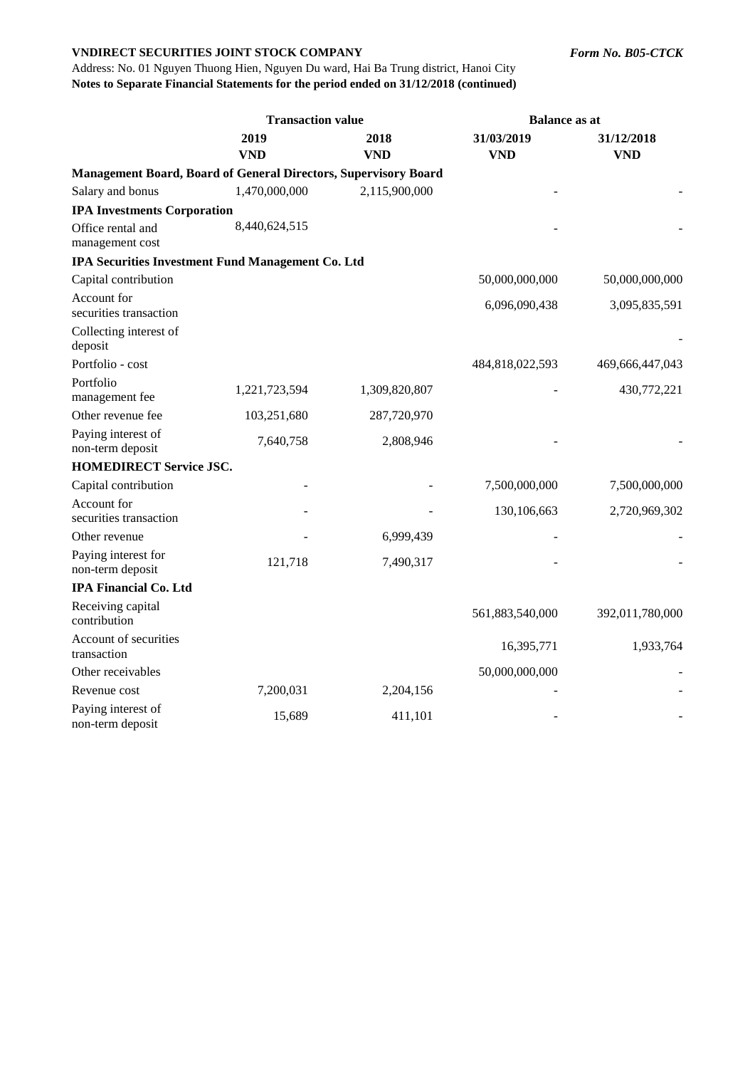**VNDIRECT SECURITIES JOINT STOCK COMPANY** *Form No. B05-CTCK*

Address: No. 01 Nguyen Thuong Hien, Nguyen Du ward, Hai Ba Trung district, Hanoi City

**Notes to Separate Financial Statements for the period ended on 31/12/2018 (continued)**

| | Transaction value | | Balance as at | |
|---|---|---|---|---|
| | **2019** | **2018** | **31/03/2019** | **31/12/2018** |
| | **VND** | **VND** | **VND** | **VND** |
| **Management Board, Board of General Directors, Supervisory Board** | | | | |
| Salary and bonus | 1,470,000,000 | 2,115,900,000 | - | - |
| **IPA Investments Corporation** | | | | |
| Office rental and management cost | 8,440,624,515 | | - | - |
| **IPA Securities Investment Fund Management Co. Ltd** | | | | |
| Capital contribution | | | 50,000,000,000 | 50,000,000,000 |
| Account for securities transaction | | | 6,096,090,438 | 3,095,835,591 |
| Collecting interest of deposit | | | | - |
| Portfolio - cost | | | 484,818,022,593 | 469,666,447,043 |
| Portfolio management fee | 1,221,723,594 | 1,309,820,807 | - | 430,772,221 |
| Other revenue fee | 103,251,680 | 287,720,970 | | |
| Paying interest of non-term deposit | 7,640,758 | 2,808,946 | - | - |
| **HOMEDIRECT Service JSC.** | | | | |
| Capital contribution | - | - | 7,500,000,000 | 7,500,000,000 |
| Account for securities transaction | - | - | 130,106,663 | 2,720,969,302 |
| Other revenue | - | 6,999,439 | - | - |
| Paying interest for non-term deposit | 121,718 | 7,490,317 | - | - |
| **IPA Financial Co. Ltd** | | | | |
| Receiving capital contribution | | | 561,883,540,000 | 392,011,780,000 |
| Account of securities transaction | | | 16,395,771 | 1,933,764 |
| Other receivables | | | 50,000,000,000 | - |
| Revenue cost | 7,200,031 | 2,204,156 | - | - |
| Paying interest of non-term deposit | 15,689 | 411,101 | - | - |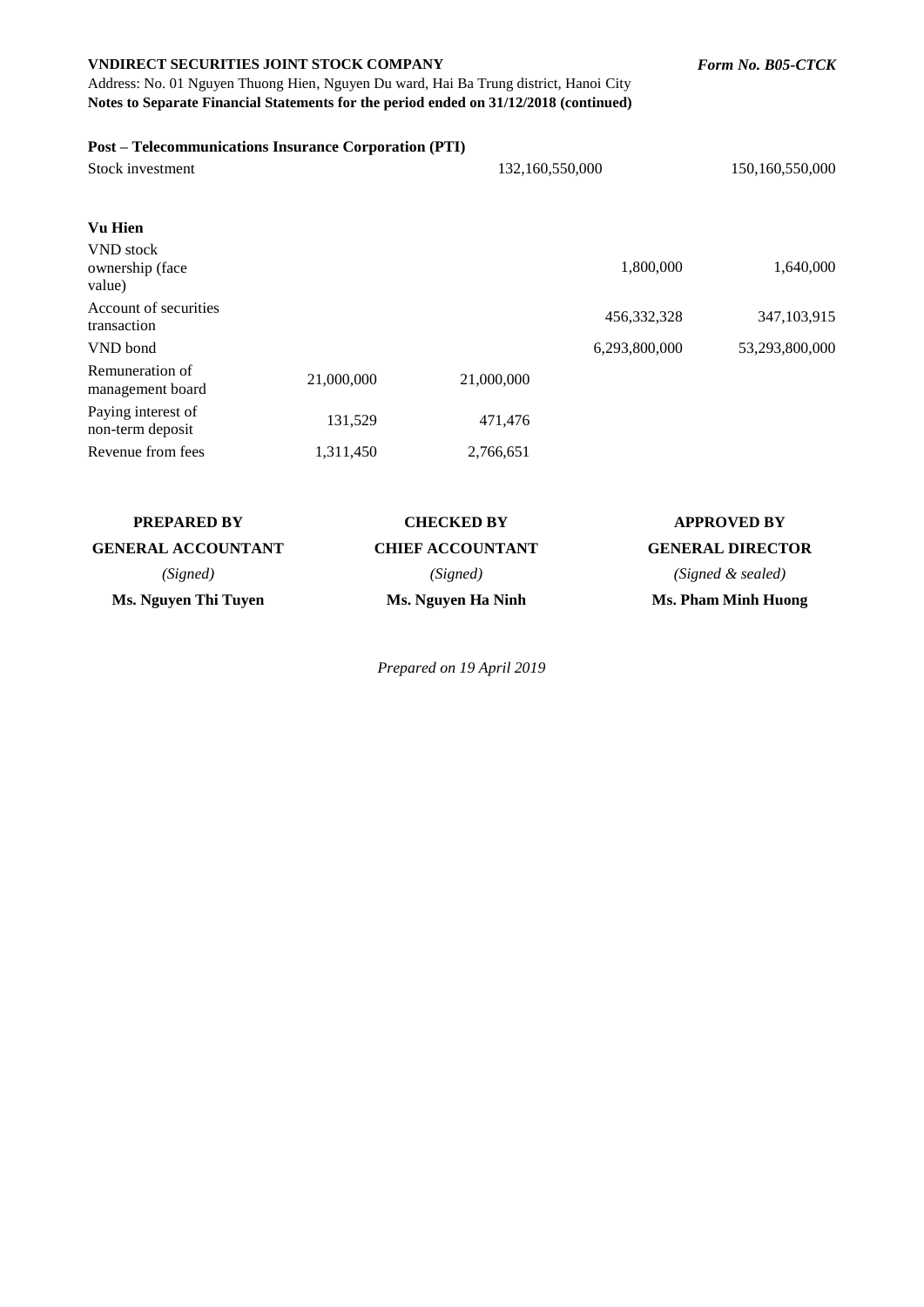| | | | | |
|---|---|---|---|---|
| **Post – Telecommunications Insurance Corporation (PTI)** | | | | |
| Stock investment | | | 132,160,550,000 | 150,160,550,000 |
| **Vu Hien** | | | | |
| VND stock ownership (face value) | | | 1,800,000 | 1,640,000 |
| Account of securities transaction | | | 456,332,328 | 347,103,915 |
| VND bond | | | 6,293,800,000 | 53,293,800,000 |
| Remuneration of management board | 21,000,000 | 21,000,000 | | |
| Paying interest of non-term deposit | 131,529 | 471,476 | | |
| Revenue from fees | 1,311,450 | 2,766,651 | | |

| | | |
|---|---|---|
| **PREPARED BY** | **CHECKED BY** | **APPROVED BY** |
| **GENERAL ACCOUNTANT** | **CHIEF ACCOUNTANT** | **GENERAL DIRECTOR** |
| *(Signed)* | *(Signed)* | *(Signed & sealed)* |
| **Ms. Nguyen Thi Tuyen** | **Ms. Nguyen Ha Ninh** | **Ms. Pham Minh Huong** |

*Prepared on 19 April 2019*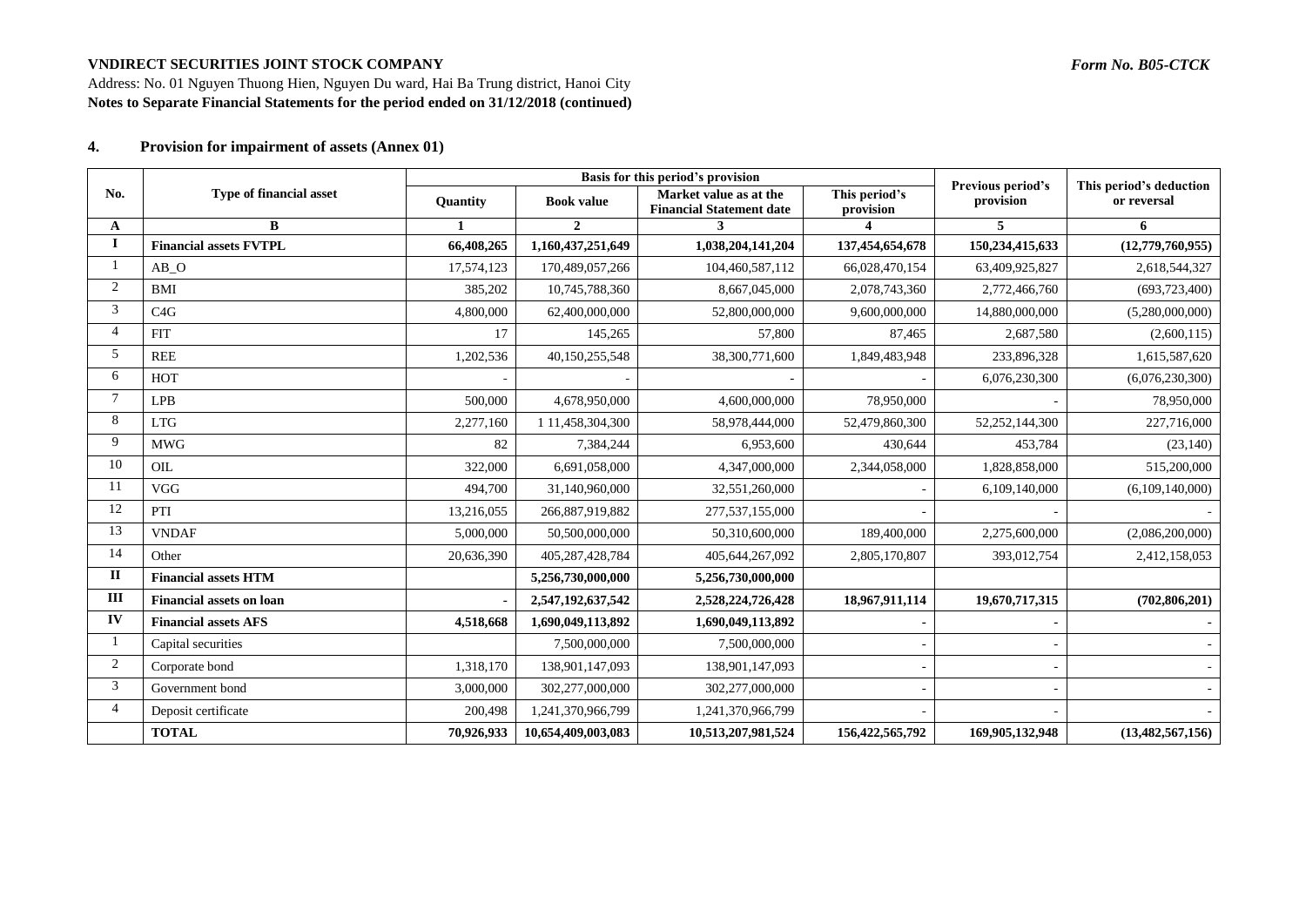**VNDIRECT SECURITIES JOINT STOCK COMPANY** *Form No. B05-CTCK*

Address: No. 01 Nguyen Thuong Hien, Nguyen Du ward, Hai Ba Trung district, Hanoi City

**Notes to Separate Financial Statements for the period ended on 31/12/2018 (continued)**

## 4. Provision for impairment of assets (Annex 01)

| No. | Type of financial asset | Basis for this period's provision | | | | Previous period's provision | This period's deduction or reversal |
|---|---|---|---|---|---|---|---|
| | | Quantity | Book value | Market value as at the Financial Statement date | This period's provision | | |
| A | B | 1 | 2 | 3 | 4 | 5 | 6 |
| **I** | **Financial assets FVTPL** | **66,408,265** | **1,160,437,251,649** | **1,038,204,141,204** | **137,454,654,678** | **150,234,415,633** | **(12,779,760,955)** |
| 1 | AB_O | 17,574,123 | 170,489,057,266 | 104,460,587,112 | 66,028,470,154 | 63,409,925,827 | 2,618,544,327 |
| 2 | BMI | 385,202 | 10,745,788,360 | 8,667,045,000 | 2,078,743,360 | 2,772,466,760 | (693,723,400) |
| 3 | C4G | 4,800,000 | 62,400,000,000 | 52,800,000,000 | 9,600,000,000 | 14,880,000,000 | (5,280,000,000) |
| 4 | FIT | 17 | 145,265 | 57,800 | 87,465 | 2,687,580 | (2,600,115) |
| 5 | REE | 1,202,536 | 40,150,255,548 | 38,300,771,600 | 1,849,483,948 | 233,896,328 | 1,615,587,620 |
| 6 | HOT | - | - | - | - | 6,076,230,300 | (6,076,230,300) |
| 7 | LPB | 500,000 | 4,678,950,000 | 4,600,000,000 | 78,950,000 | - | 78,950,000 |
| 8 | LTG | 2,277,160 | 1 11,458,304,300 | 58,978,444,000 | 52,479,860,300 | 52,252,144,300 | 227,716,000 |
| 9 | MWG | 82 | 7,384,244 | 6,953,600 | 430,644 | 453,784 | (23,140) |
| 10 | OIL | 322,000 | 6,691,058,000 | 4,347,000,000 | 2,344,058,000 | 1,828,858,000 | 515,200,000 |
| 11 | VGG | 494,700 | 31,140,960,000 | 32,551,260,000 | - | 6,109,140,000 | (6,109,140,000) |
| 12 | PTI | 13,216,055 | 266,887,919,882 | 277,537,155,000 | - | - | - |
| 13 | VNDAF | 5,000,000 | 50,500,000,000 | 50,310,600,000 | 189,400,000 | 2,275,600,000 | (2,086,200,000) |
| 14 | Other | 20,636,390 | 405,287,428,784 | 405,644,267,092 | 2,805,170,807 | 393,012,754 | 2,412,158,053 |
| **II** | **Financial assets HTM** | | **5,256,730,000,000** | **5,256,730,000,000** | | | |
| **III** | **Financial assets on loan** | **-** | **2,547,192,637,542** | **2,528,224,726,428** | **18,967,911,114** | **19,670,717,315** | **(702,806,201)** |
| **IV** | **Financial assets AFS** | **4,518,668** | **1,690,049,113,892** | **1,690,049,113,892** | **-** | **-** | **-** |
| 1 | Capital securities | | 7,500,000,000 | 7,500,000,000 | - | - | - |
| 2 | Corporate bond | 1,318,170 | 138,901,147,093 | 138,901,147,093 | - | - | - |
| 3 | Government bond | 3,000,000 | 302,277,000,000 | 302,277,000,000 | - | - | - |
| 4 | Deposit certificate | 200,498 | 1,241,370,966,799 | 1,241,370,966,799 | - | - | - |
| | **TOTAL** | **70,926,933** | **10,654,409,003,083** | **10,513,207,981,524** | **156,422,565,792** | **169,905,132,948** | **(13,482,567,156)** |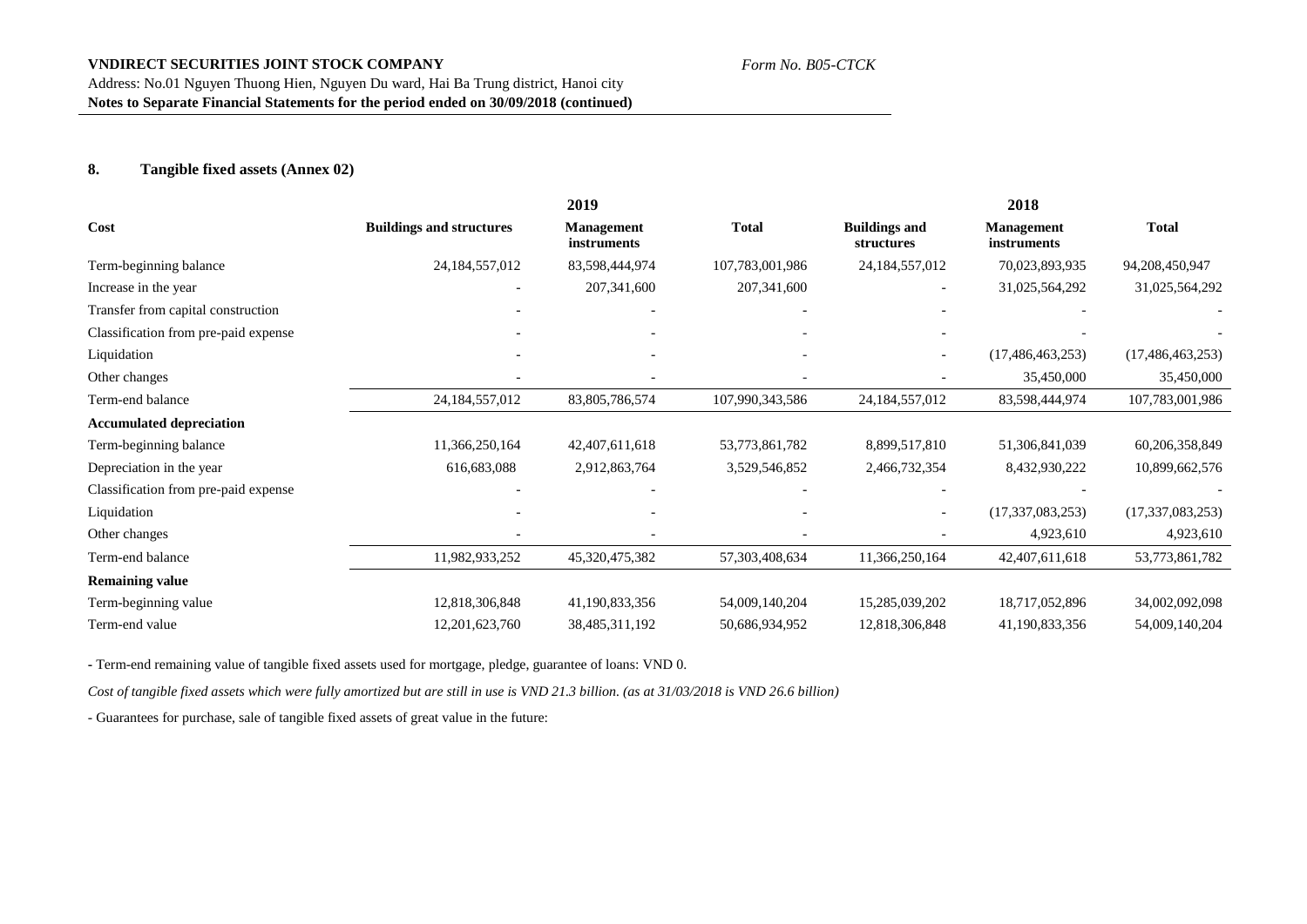**VNDIRECT SECURITIES JOINT STOCK COMPANY** *Form No. B05-CTCK*

Address: No.01 Nguyen Thuong Hien, Nguyen Du ward, Hai Ba Trung district, Hanoi city

**Notes to Separate Financial Statements for the period ended on 30/09/2018 (continued)**

## 8. Tangible fixed assets (Annex 02)

| | 2019 | | | 2018 | | |
|---|---|---|---|---|---|---|
| **Cost** | **Buildings and structures** | **Management instruments** | **Total** | **Buildings and structures** | **Management instruments** | **Total** |
| Term-beginning balance | 24,184,557,012 | 83,598,444,974 | 107,783,001,986 | 24,184,557,012 | 70,023,893,935 | 94,208,450,947 |
| Increase in the year | - | 207,341,600 | 207,341,600 | - | 31,025,564,292 | 31,025,564,292 |
| Transfer from capital construction | - | - | - | - | - | - |
| Classification from pre-paid expense | - | - | - | - | - | - |
| Liquidation | - | - | - | - | (17,486,463,253) | (17,486,463,253) |
| Other changes | - | - | - | - | 35,450,000 | 35,450,000 |
| Term-end balance | 24,184,557,012 | 83,805,786,574 | 107,990,343,586 | 24,184,557,012 | 83,598,444,974 | 107,783,001,986 |
| **Accumulated depreciation** | | | | | | |
| Term-beginning balance | 11,366,250,164 | 42,407,611,618 | 53,773,861,782 | 8,899,517,810 | 51,306,841,039 | 60,206,358,849 |
| Depreciation in the year | 616,683,088 | 2,912,863,764 | 3,529,546,852 | 2,466,732,354 | 8,432,930,222 | 10,899,662,576 |
| Classification from pre-paid expense | - | - | - | - | - | - |
| Liquidation | - | - | - | - | (17,337,083,253) | (17,337,083,253) |
| Other changes | - | - | - | - | 4,923,610 | 4,923,610 |
| Term-end balance | 11,982,933,252 | 45,320,475,382 | 57,303,408,634 | 11,366,250,164 | 42,407,611,618 | 53,773,861,782 |
| **Remaining value** | | | | | | |
| Term-beginning value | 12,818,306,848 | 41,190,833,356 | 54,009,140,204 | 15,285,039,202 | 18,717,052,896 | 34,002,092,098 |
| Term-end value | 12,201,623,760 | 38,485,311,192 | 50,686,934,952 | 12,818,306,848 | 41,190,833,356 | 54,009,140,204 |

- Term-end remaining value of tangible fixed assets used for mortgage, pledge, guarantee of loans: VND 0.

*Cost of tangible fixed assets which were fully amortized but are still in use is VND 21.3 billion. (as at 31/03/2018 is VND 26.6 billion)*

- Guarantees for purchase, sale of tangible fixed assets of great value in the future: